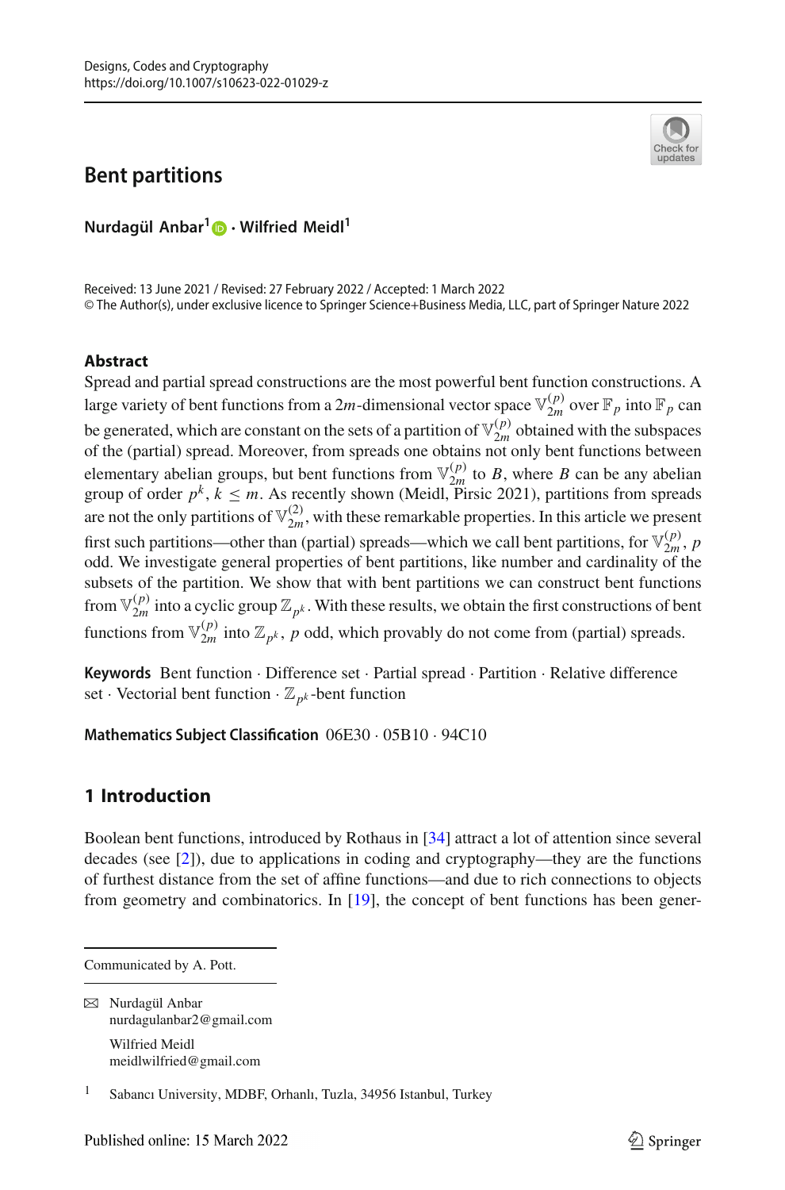Designs, Codes and Cryptography
https://doi.org/10.1007/s10623-022-01029-z

# Bent partitions

**Nurdagül Anbar[1] · Wilfried Meidl[1]**

Received: 13 June 2021 / Revised: 27 February 2022 / Accepted: 1 March 2022
© The Author(s), under exclusive licence to Springer Science+Business Media, LLC, part of Springer Nature 2022

## Abstract

Spread and partial spread constructions are the most powerful bent function constructions. A large variety of bent functions from a $2m$-dimensional vector space $\mathbb{V}_{2m}^{(p)}$ over $\mathbb{F}_p$ into $\mathbb{F}_p$ can be generated, which are constant on the sets of a partition of $\mathbb{V}_{2m}^{(p)}$ obtained with the subspaces of the (partial) spread. Moreover, from spreads one obtains not only bent functions between elementary abelian groups, but bent functions from $\mathbb{V}_{2m}^{(p)}$ to $B$, where $B$ can be any abelian group of order $p^k$, $k \leq m$. As recently shown (Meidl, Pirsic 2021), partitions from spreads are not the only partitions of $\mathbb{V}_{2m}^{(2)}$, with these remarkable properties. In this article we present first such partitions—other than (partial) spreads—which we call bent partitions, for $\mathbb{V}_{2m}^{(p)}$, $p$ odd. We investigate general properties of bent partitions, like number and cardinality of the subsets of the partition. We show that with bent partitions we can construct bent functions from $\mathbb{V}_{2m}^{(p)}$ into a cyclic group $\mathbb{Z}_{p^k}$. With these results, we obtain the first constructions of bent functions from $\mathbb{V}_{2m}^{(p)}$ into $\mathbb{Z}_{p^k}$, $p$ odd, which provably do not come from (partial) spreads.

**Keywords** Bent function · Difference set · Partial spread · Partition · Relative difference set · Vectorial bent function · $\mathbb{Z}_{p^k}$-bent function

**Mathematics Subject Classification** 06E30 · 05B10 · 94C10

## 1 Introduction

Boolean bent functions, introduced by Rothaus in [34] attract a lot of attention since several decades (see [2]), due to applications in coding and cryptography—they are the functions of furthest distance from the set of affine functions—and due to rich connections to objects from geometry and combinatorics. In [19], the concept of bent functions has been gener-

---

Communicated by A. Pott.

✉ Nurdagül Anbar
nurdagulanbar2@gmail.com

Wilfried Meidl
meidlwilfried@gmail.com

[1] Sabancı University, MDBF, Orhanlı, Tuzla, 34956 Istanbul, Turkey

Published online: 15 March 2022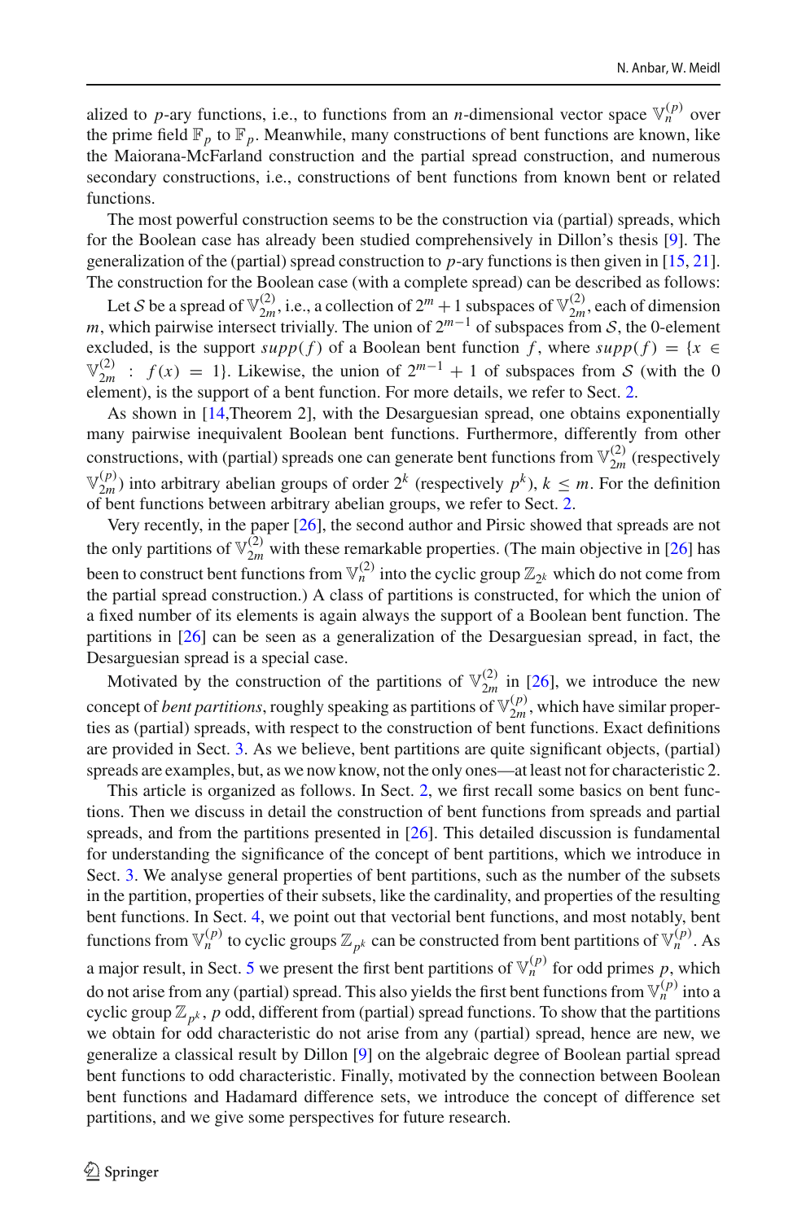alized to $p$-ary functions, i.e., to functions from an $n$-dimensional vector space $\mathbb{V}_n^{(p)}$ over the prime field $\mathbb{F}_p$ to $\mathbb{F}_p$. Meanwhile, many constructions of bent functions are known, like the Maiorana-McFarland construction and the partial spread construction, and numerous secondary constructions, i.e., constructions of bent functions from known bent or related functions.

The most powerful construction seems to be the construction via (partial) spreads, which for the Boolean case has already been studied comprehensively in Dillon's thesis [9]. The generalization of the (partial) spread construction to $p$-ary functions is then given in [15, 21]. The construction for the Boolean case (with a complete spread) can be described as follows:

Let $\mathcal{S}$ be a spread of $\mathbb{V}_{2m}^{(2)}$, i.e., a collection of $2^m+1$ subspaces of $\mathbb{V}_{2m}^{(2)}$, each of dimension $m$, which pairwise intersect trivially. The union of $2^{m-1}$ of subspaces from $\mathcal{S}$, the 0-element excluded, is the support $supp(f)$ of a Boolean bent function $f$, where $supp(f) = \{x \in \mathbb{V}_{2m}^{(2)} \; : \; f(x) = 1\}$. Likewise, the union of $2^{m-1}+1$ of subspaces from $\mathcal{S}$ (with the 0 element), is the support of a bent function. For more details, we refer to Sect. 2.

As shown in [14,Theorem 2], with the Desarguesian spread, one obtains exponentially many pairwise inequivalent Boolean bent functions. Furthermore, differently from other constructions, with (partial) spreads one can generate bent functions from $\mathbb{V}_{2m}^{(2)}$ (respectively $\mathbb{V}_{2m}^{(p)}$) into arbitrary abelian groups of order $2^k$ (respectively $p^k$), $k \le m$. For the definition of bent functions between arbitrary abelian groups, we refer to Sect. 2.

Very recently, in the paper [26], the second author and Pirsic showed that spreads are not the only partitions of $\mathbb{V}_{2m}^{(2)}$ with these remarkable properties. (The main objective in [26] has been to construct bent functions from $\mathbb{V}_n^{(2)}$ into the cyclic group $\mathbb{Z}_{2^k}$ which do not come from the partial spread construction.) A class of partitions is constructed, for which the union of a fixed number of its elements is again always the support of a Boolean bent function. The partitions in [26] can be seen as a generalization of the Desarguesian spread, in fact, the Desarguesian spread is a special case.

Motivated by the construction of the partitions of $\mathbb{V}_{2m}^{(2)}$ in [26], we introduce the new concept of *bent partitions*, roughly speaking as partitions of $\mathbb{V}_{2m}^{(p)}$, which have similar properties as (partial) spreads, with respect to the construction of bent functions. Exact definitions are provided in Sect. 3. As we believe, bent partitions are quite significant objects, (partial) spreads are examples, but, as we now know, not the only ones—at least not for characteristic 2.

This article is organized as follows. In Sect. 2, we first recall some basics on bent functions. Then we discuss in detail the construction of bent functions from spreads and partial spreads, and from the partitions presented in [26]. This detailed discussion is fundamental for understanding the significance of the concept of bent partitions, which we introduce in Sect. 3. We analyse general properties of bent partitions, such as the number of the subsets in the partition, properties of their subsets, like the cardinality, and properties of the resulting bent functions. In Sect. 4, we point out that vectorial bent functions, and most notably, bent functions from $\mathbb{V}_n^{(p)}$ to cyclic groups $\mathbb{Z}_{p^k}$ can be constructed from bent partitions of $\mathbb{V}_n^{(p)}$. As a major result, in Sect. 5 we present the first bent partitions of $\mathbb{V}_n^{(p)}$ for odd primes $p$, which do not arise from any (partial) spread. This also yields the first bent functions from $\mathbb{V}_n^{(p)}$ into a cyclic group $\mathbb{Z}_{p^k}$, $p$ odd, different from (partial) spread functions. To show that the partitions we obtain for odd characteristic do not arise from any (partial) spread, hence are new, we generalize a classical result by Dillon [9] on the algebraic degree of Boolean partial spread bent functions to odd characteristic. Finally, motivated by the connection between Boolean bent functions and Hadamard difference sets, we introduce the concept of difference set partitions, and we give some perspectives for future research.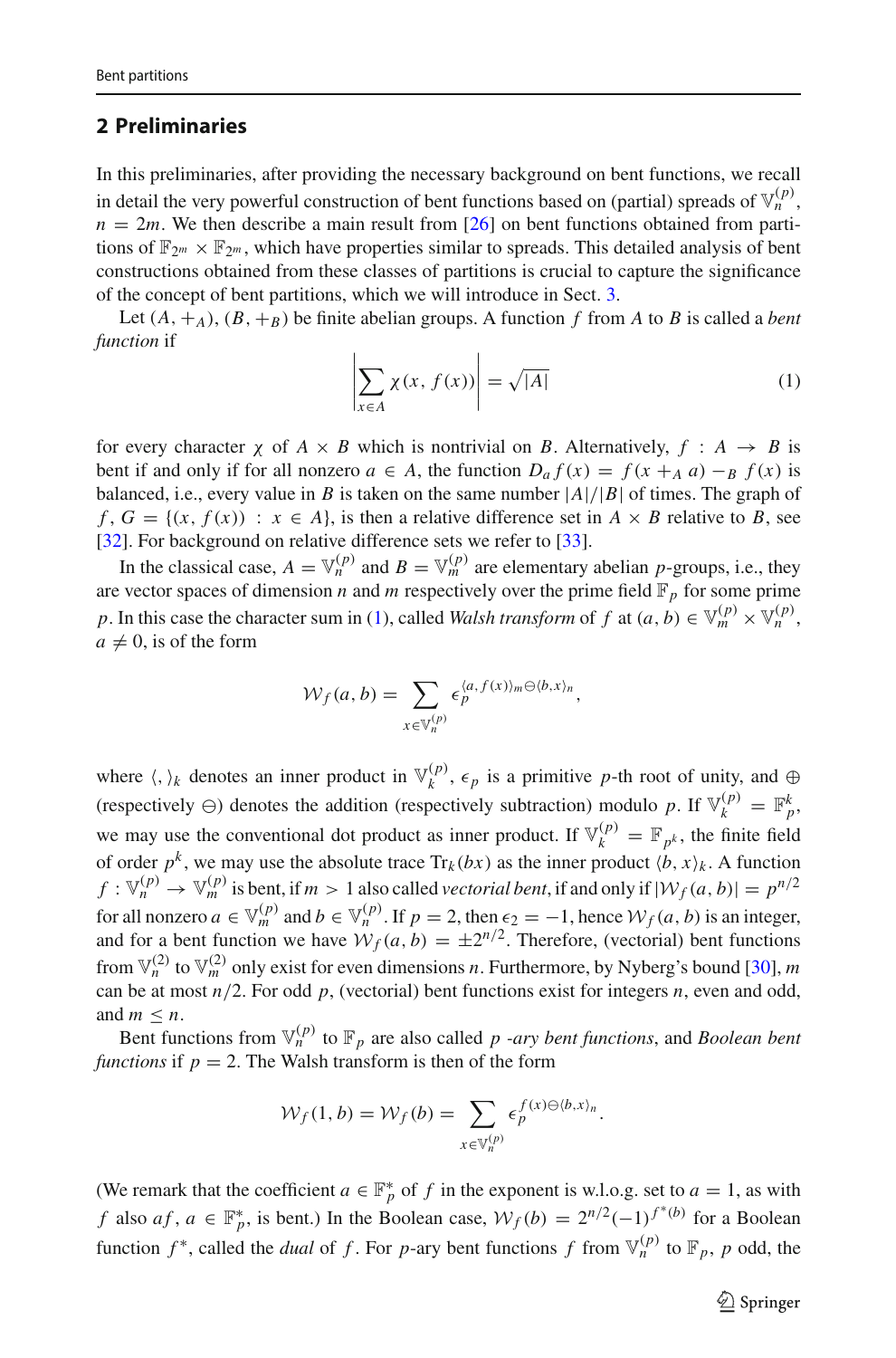## 2 Preliminaries

In this preliminaries, after providing the necessary background on bent functions, we recall in detail the very powerful construction of bent functions based on (partial) spreads of $\mathbb{V}_n^{(p)}$, $n = 2m$. We then describe a main result from [26] on bent functions obtained from partitions of $\mathbb{F}_{2^m} \times \mathbb{F}_{2^m}$, which have properties similar to spreads. This detailed analysis of bent constructions obtained from these classes of partitions is crucial to capture the significance of the concept of bent partitions, which we will introduce in Sect. 3.

Let $(A, +_A)$, $(B, +_B)$ be finite abelian groups. A function $f$ from $A$ to $B$ is called a *bent function* if

$$\left|\sum_{x\in A} \chi(x, f(x))\right| = \sqrt{|A|} \tag{1}$$

for every character $\chi$ of $A \times B$ which is nontrivial on $B$. Alternatively, $f : A \to B$ is bent if and only if for all nonzero $a \in A$, the function $D_a f(x) = f(x +_A a) -_B f(x)$ is balanced, i.e., every value in $B$ is taken on the same number $|A|/|B|$ of times. The graph of $f$, $G = \{(x, f(x)) : x \in A\}$, is then a relative difference set in $A \times B$ relative to $B$, see [32]. For background on relative difference sets we refer to [33].

In the classical case, $A = \mathbb{V}_n^{(p)}$ and $B = \mathbb{V}_m^{(p)}$ are elementary abelian $p$-groups, i.e., they are vector spaces of dimension $n$ and $m$ respectively over the prime field $\mathbb{F}_p$ for some prime $p$. In this case the character sum in (1), called *Walsh transform* of $f$ at $(a, b) \in \mathbb{V}_m^{(p)} \times \mathbb{V}_n^{(p)}$, $a \neq 0$, is of the form

$$\mathcal{W}_f(a, b) = \sum_{x\in\mathbb{V}_n^{(p)}} \epsilon_p^{\langle a, f(x)\rangle_m \ominus \langle b, x\rangle_n},$$

where $\langle , \rangle_k$ denotes an inner product in $\mathbb{V}_k^{(p)}$, $\epsilon_p$ is a primitive $p$-th root of unity, and $\oplus$ (respectively $\ominus$) denotes the addition (respectively subtraction) modulo $p$. If $\mathbb{V}_k^{(p)} = \mathbb{F}_p^k$, we may use the conventional dot product as inner product. If $\mathbb{V}_k^{(p)} = \mathbb{F}_{p^k}$, the finite field of order $p^k$, we may use the absolute trace $\mathrm{Tr}_k(bx)$ as the inner product $\langle b, x\rangle_k$. A function $f : \mathbb{V}_n^{(p)} \to \mathbb{V}_m^{(p)}$ is bent, if $m > 1$ also called *vectorial bent*, if and only if $|\mathcal{W}_f(a, b)| = p^{n/2}$ for all nonzero $a \in \mathbb{V}_m^{(p)}$ and $b \in \mathbb{V}_n^{(p)}$. If $p = 2$, then $\epsilon_2 = -1$, hence $\mathcal{W}_f(a, b)$ is an integer, and for a bent function we have $\mathcal{W}_f(a, b) = \pm 2^{n/2}$. Therefore, (vectorial) bent functions from $\mathbb{V}_n^{(2)}$ to $\mathbb{V}_m^{(2)}$ only exist for even dimensions $n$. Furthermore, by Nyberg's bound [30], $m$ can be at most $n/2$. For odd $p$, (vectorial) bent functions exist for integers $n$, even and odd, and $m \leq n$.

Bent functions from $\mathbb{V}_n^{(p)}$ to $\mathbb{F}_p$ are also called *p -ary bent functions*, and *Boolean bent functions* if $p = 2$. The Walsh transform is then of the form

$$\mathcal{W}_f(1, b) = \mathcal{W}_f(b) = \sum_{x\in\mathbb{V}_n^{(p)}} \epsilon_p^{f(x)\ominus\langle b, x\rangle_n}.$$

(We remark that the coefficient $a \in \mathbb{F}_p^*$ of $f$ in the exponent is w.l.o.g. set to $a = 1$, as with $f$ also $af$, $a \in \mathbb{F}_p^*$, is bent.) In the Boolean case, $\mathcal{W}_f(b) = 2^{n/2}(-1)^{f^*(b)}$ for a Boolean function $f^*$, called the *dual* of $f$. For $p$-ary bent functions $f$ from $\mathbb{V}_n^{(p)}$ to $\mathbb{F}_p$, $p$ odd, the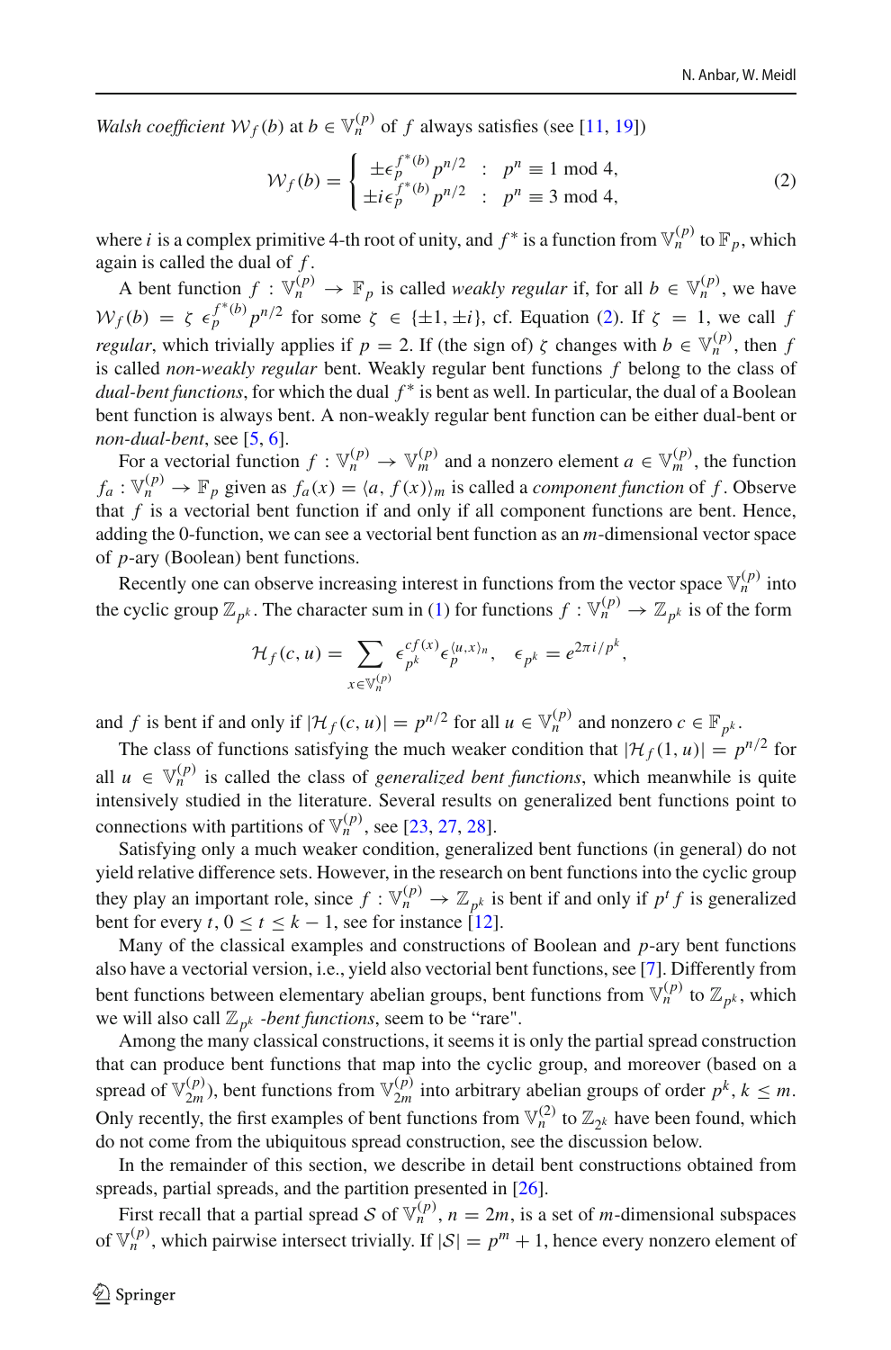*Walsh coefficient* $\mathcal{W}_f(b)$ at $b \in \mathbb{V}_n^{(p)}$ of $f$ always satisfies (see [11, 19])

$$\mathcal{W}_f(b) = \begin{cases} \pm\epsilon_p^{f^*(b)} p^{n/2} & : \quad p^n \equiv 1 \bmod 4, \\ \pm i\epsilon_p^{f^*(b)} p^{n/2} & : \quad p^n \equiv 3 \bmod 4, \end{cases} \tag{2}$$

where $i$ is a complex primitive 4-th root of unity, and $f^*$ is a function from $\mathbb{V}_n^{(p)}$ to $\mathbb{F}_p$, which again is called the dual of $f$.

A bent function $f : \mathbb{V}_n^{(p)} \to \mathbb{F}_p$ is called *weakly regular* if, for all $b \in \mathbb{V}_n^{(p)}$, we have $\mathcal{W}_f(b) = \zeta\, \epsilon_p^{f^*(b)} p^{n/2}$ for some $\zeta \in \{\pm 1, \pm i\}$, cf. Equation (2). If $\zeta = 1$, we call $f$ *regular*, which trivially applies if $p = 2$. If (the sign of) $\zeta$ changes with $b \in \mathbb{V}_n^{(p)}$, then $f$ is called *non-weakly regular* bent. Weakly regular bent functions $f$ belong to the class of *dual-bent functions*, for which the dual $f^*$ is bent as well. In particular, the dual of a Boolean bent function is always bent. A non-weakly regular bent function can be either dual-bent or *non-dual-bent*, see [5, 6].

For a vectorial function $f : \mathbb{V}_n^{(p)} \to \mathbb{V}_m^{(p)}$ and a nonzero element $a \in \mathbb{V}_m^{(p)}$, the function $f_a : \mathbb{V}_n^{(p)} \to \mathbb{F}_p$ given as $f_a(x) = \langle a, f(x)\rangle_m$ is called a *component function* of $f$. Observe that $f$ is a vectorial bent function if and only if all component functions are bent. Hence, adding the 0-function, we can see a vectorial bent function as an $m$-dimensional vector space of $p$-ary (Boolean) bent functions.

Recently one can observe increasing interest in functions from the vector space $\mathbb{V}_n^{(p)}$ into the cyclic group $\mathbb{Z}_{p^k}$. The character sum in (1) for functions $f : \mathbb{V}_n^{(p)} \to \mathbb{Z}_{p^k}$ is of the form

$$\mathcal{H}_f(c, u) = \sum_{x \in \mathbb{V}_n^{(p)}} \epsilon_{p^k}^{cf(x)} \epsilon_p^{\langle u, x\rangle_n}, \quad \epsilon_{p^k} = e^{2\pi i/p^k},$$

and $f$ is bent if and only if $|\mathcal{H}_f(c, u)| = p^{n/2}$ for all $u \in \mathbb{V}_n^{(p)}$ and nonzero $c \in \mathbb{F}_{p^k}$.

The class of functions satisfying the much weaker condition that $|\mathcal{H}_f(1, u)| = p^{n/2}$ for all $u \in \mathbb{V}_n^{(p)}$ is called the class of *generalized bent functions*, which meanwhile is quite intensively studied in the literature. Several results on generalized bent functions point to connections with partitions of $\mathbb{V}_n^{(p)}$, see [23, 27, 28].

Satisfying only a much weaker condition, generalized bent functions (in general) do not yield relative difference sets. However, in the research on bent functions into the cyclic group they play an important role, since $f : \mathbb{V}_n^{(p)} \to \mathbb{Z}_{p^k}$ is bent if and only if $p^t f$ is generalized bent for every $t$, $0 \le t \le k-1$, see for instance [12].

Many of the classical examples and constructions of Boolean and $p$-ary bent functions also have a vectorial version, i.e., yield also vectorial bent functions, see [7]. Differently from bent functions between elementary abelian groups, bent functions from $\mathbb{V}_n^{(p)}$ to $\mathbb{Z}_{p^k}$, which we will also call $\mathbb{Z}_{p^k}$ *-bent functions*, seem to be "rare".

Among the many classical constructions, it seems it is only the partial spread construction that can produce bent functions that map into the cyclic group, and moreover (based on a spread of $\mathbb{V}_{2m}^{(p)}$), bent functions from $\mathbb{V}_{2m}^{(p)}$ into arbitrary abelian groups of order $p^k$, $k \le m$. Only recently, the first examples of bent functions from $\mathbb{V}_n^{(2)}$ to $\mathbb{Z}_{2^k}$ have been found, which do not come from the ubiquitous spread construction, see the discussion below.

In the remainder of this section, we describe in detail bent constructions obtained from spreads, partial spreads, and the partition presented in [26].

First recall that a partial spread $\mathcal{S}$ of $\mathbb{V}_n^{(p)}$, $n = 2m$, is a set of $m$-dimensional subspaces of $\mathbb{V}_n^{(p)}$, which pairwise intersect trivially. If $|\mathcal{S}| = p^m + 1$, hence every nonzero element of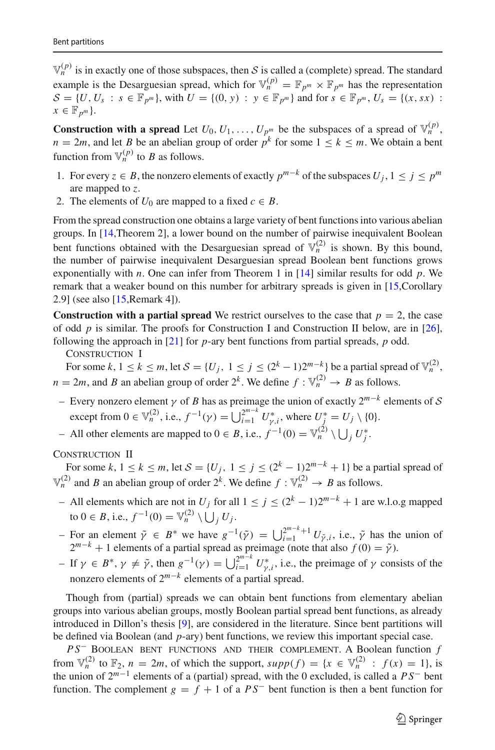$\mathbb{V}_n^{(p)}$ is in exactly one of those subspaces, then $\mathcal{S}$ is called a (complete) spread. The standard example is the Desarguesian spread, which for $\mathbb{V}_n^{(p)} = \mathbb{F}_{p^m} \times \mathbb{F}_{p^m}$ has the representation $\mathcal{S} = \{U, U_s : s \in \mathbb{F}_{p^m}\}$, with $U = \{(0, y) : y \in \mathbb{F}_{p^m}\}$ and for $s \in \mathbb{F}_{p^m}$, $U_s = \{(x, sx) : x \in \mathbb{F}_{p^m}\}$.

**Construction with a spread** Let $U_0, U_1, \ldots, U_{p^m}$ be the subspaces of a spread of $\mathbb{V}_n^{(p)}$, $n = 2m$, and let $B$ be an abelian group of order $p^k$ for some $1 \le k \le m$. We obtain a bent function from $\mathbb{V}_n^{(p)}$ to $B$ as follows.

1. For every $z \in B$, the nonzero elements of exactly $p^{m-k}$ of the subspaces $U_j$, $1 \le j \le p^m$ are mapped to $z$.
2. The elements of $U_0$ are mapped to a fixed $c \in B$.

From the spread construction one obtains a large variety of bent functions into various abelian groups. In [14,Theorem 2], a lower bound on the number of pairwise inequivalent Boolean bent functions obtained with the Desarguesian spread of $\mathbb{V}_n^{(2)}$ is shown. By this bound, the number of pairwise inequivalent Desarguesian spread Boolean bent functions grows exponentially with $n$. One can infer from Theorem 1 in [14] similar results for odd $p$. We remark that a weaker bound on this number for arbitrary spreads is given in [15,Corollary 2.9] (see also [15,Remark 4]).

**Construction with a partial spread** We restrict ourselves to the case that $p = 2$, the case of odd $p$ is similar. The proofs for Construction I and Construction II below, are in [26], following the approach in [21] for $p$-ary bent functions from partial spreads, $p$ odd.

Construction I

For some $k$, $1 \le k \le m$, let $\mathcal{S} = \{U_j,\ 1 \le j \le (2^k - 1)2^{m-k}\}$ be a partial spread of $\mathbb{V}_n^{(2)}$, $n = 2m$, and $B$ an abelian group of order $2^k$. We define $f : \mathbb{V}_n^{(2)} \to B$ as follows.

- Every nonzero element $\gamma$ of $B$ has as preimage the union of exactly $2^{m-k}$ elements of $\mathcal{S}$ except from $0 \in \mathbb{V}_n^{(2)}$, i.e., $f^{-1}(\gamma) = \bigcup_{i=1}^{2^{m-k}} U^*_{\gamma,i}$, where $U_j^* = U_j \setminus \{0\}$.
- All other elements are mapped to $0 \in B$, i.e., $f^{-1}(0) = \mathbb{V}_n^{(2)} \setminus \bigcup_j U_j^*$.

Construction II

For some $k$, $1 \le k \le m$, let $\mathcal{S} = \{U_j,\ 1 \le j \le (2^k - 1)2^{m-k} + 1\}$ be a partial spread of $\mathbb{V}_n^{(2)}$ and $B$ an abelian group of order $2^k$. We define $f : \mathbb{V}_n^{(2)} \to B$ as follows.

- All elements which are not in $U_j$ for all $1 \le j \le (2^k - 1)2^{m-k} + 1$ are w.l.o.g mapped to $0 \in B$, i.e., $f^{-1}(0) = \mathbb{V}_n^{(2)} \setminus \bigcup_j U_j$.
- For an element $\tilde{\gamma} \in B^*$ we have $g^{-1}(\tilde{\gamma}) = \bigcup_{i=1}^{2^{m-k}+1} U_{\tilde{\gamma},i}$, i.e., $\tilde{\gamma}$ has the union of $2^{m-k} + 1$ elements of a partial spread as preimage (note that also $f(0) = \tilde{\gamma}$).
- If $\gamma \in B^*$, $\gamma \ne \tilde{\gamma}$, then $g^{-1}(\gamma) = \bigcup_{i=1}^{2^{m-k}} U^*_{\gamma,i}$, i.e., the preimage of $\gamma$ consists of the nonzero elements of $2^{m-k}$ elements of a partial spread.

Though from (partial) spreads we can obtain bent functions from elementary abelian groups into various abelian groups, mostly Boolean partial spread bent functions, as already introduced in Dillon's thesis [9], are considered in the literature. Since bent partitions will be defined via Boolean (and $p$-ary) bent functions, we review this important special case.

$PS^-$ Boolean bent functions and their complement. A Boolean function $f$ from $\mathbb{V}_n^{(2)}$ to $\mathbb{F}_2$, $n = 2m$, of which the support, $supp(f) = \{x \in \mathbb{V}_n^{(2)} : f(x) = 1\}$, is the union of $2^{m-1}$ elements of a (partial) spread, with the 0 excluded, is called a $PS^-$ bent function. The complement $g = f + 1$ of a $PS^-$ bent function is then a bent function for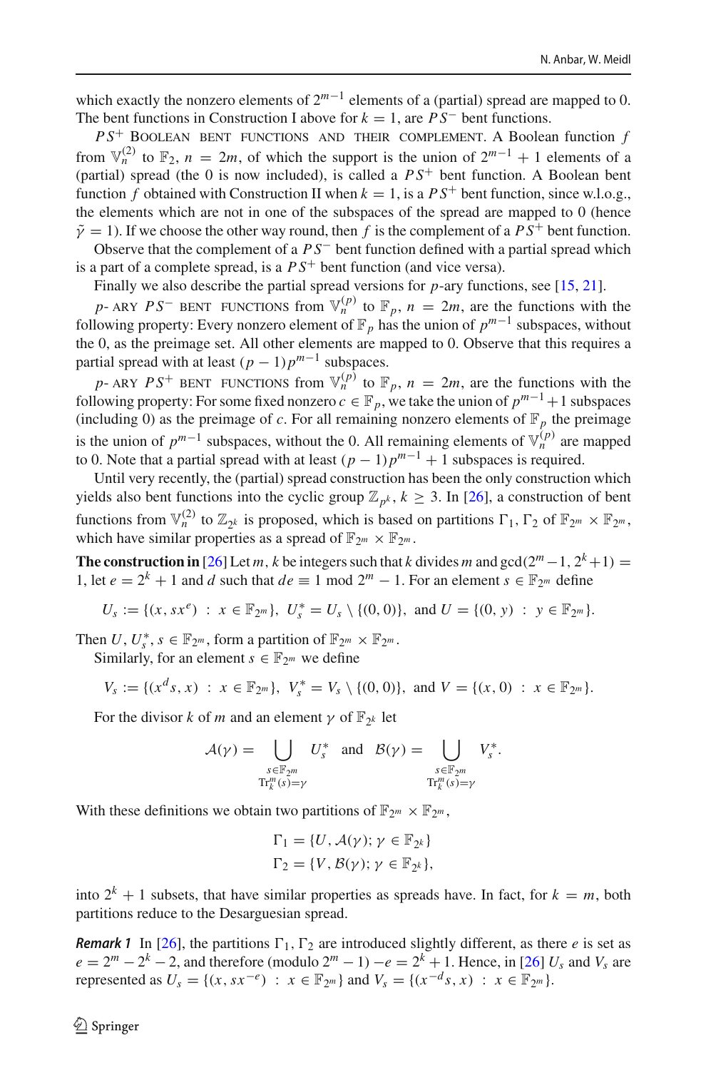which exactly the nonzero elements of $2^{m-1}$ elements of a (partial) spread are mapped to 0. The bent functions in Construction I above for $k = 1$, are $PS^-$ bent functions.

$PS^+$ Boolean bent functions and their complement. A Boolean function $f$ from $\mathbb{V}_n^{(2)}$ to $\mathbb{F}_2$, $n = 2m$, of which the support is the union of $2^{m-1} + 1$ elements of a (partial) spread (the 0 is now included), is called a $PS^+$ bent function. A Boolean bent function $f$ obtained with Construction II when $k = 1$, is a $PS^+$ bent function, since w.l.o.g., the elements which are not in one of the subspaces of the spread are mapped to 0 (hence $\tilde{\gamma} = 1$). If we choose the other way round, then $f$ is the complement of a $PS^+$ bent function.

Observe that the complement of a $PS^-$ bent function defined with a partial spread which is a part of a complete spread, is a $PS^+$ bent function (and vice versa).

Finally we also describe the partial spread versions for $p$-ary functions, see [15, 21].

$p$-ary $PS^-$ bent functions from $\mathbb{V}_n^{(p)}$ to $\mathbb{F}_p$, $n = 2m$, are the functions with the following property: Every nonzero element of $\mathbb{F}_p$ has the union of $p^{m-1}$ subspaces, without the 0, as the preimage set. All other elements are mapped to 0. Observe that this requires a partial spread with at least $(p-1)p^{m-1}$ subspaces.

$p$-ary $PS^+$ bent functions from $\mathbb{V}_n^{(p)}$ to $\mathbb{F}_p$, $n = 2m$, are the functions with the following property: For some fixed nonzero $c \in \mathbb{F}_p$, we take the union of $p^{m-1}+1$ subspaces (including 0) as the preimage of $c$. For all remaining nonzero elements of $\mathbb{F}_p$ the preimage is the union of $p^{m-1}$ subspaces, without the 0. All remaining elements of $\mathbb{V}_n^{(p)}$ are mapped to 0. Note that a partial spread with at least $(p-1)p^{m-1} + 1$ subspaces is required.

Until very recently, the (partial) spread construction has been the only construction which yields also bent functions into the cyclic group $\mathbb{Z}_{p^k}$, $k \geq 3$. In [26], a construction of bent functions from $\mathbb{V}_n^{(2)}$ to $\mathbb{Z}_{2^k}$ is proposed, which is based on partitions $\Gamma_1, \Gamma_2$ of $\mathbb{F}_{2^m} \times \mathbb{F}_{2^m}$, which have similar properties as a spread of $\mathbb{F}_{2^m} \times \mathbb{F}_{2^m}$.

**The construction in** [26] Let $m, k$ be integers such that $k$ divides $m$ and $\gcd(2^m-1, 2^k+1) = 1$, let $e = 2^k + 1$ and $d$ such that $de \equiv 1 \mod 2^m - 1$. For an element $s \in \mathbb{F}_{2^m}$ define

$$U_s := \{(x, sx^e) \ : \ x \in \mathbb{F}_{2^m}\}, \ U_s^* = U_s \setminus \{(0,0)\}, \text{ and } U = \{(0, y) \ : \ y \in \mathbb{F}_{2^m}\}.$$

Then $U, U_s^*, s \in \mathbb{F}_{2^m}$, form a partition of $\mathbb{F}_{2^m} \times \mathbb{F}_{2^m}$.

Similarly, for an element $s \in \mathbb{F}_{2^m}$ we define

$$V_s := \{(x^d s, x) \ : \ x \in \mathbb{F}_{2^m}\}, \ V_s^* = V_s \setminus \{(0,0)\}, \text{ and } V = \{(x, 0) \ : \ x \in \mathbb{F}_{2^m}\}.$$

For the divisor $k$ of $m$ and an element $\gamma$ of $\mathbb{F}_{2^k}$ let

$$\mathcal{A}(\gamma) = \bigcup_{\substack{s \in \mathbb{F}_{2^m} \\ \mathrm{Tr}_k^m(s) = \gamma}} U_s^* \quad \text{and} \quad \mathcal{B}(\gamma) = \bigcup_{\substack{s \in \mathbb{F}_{2^m} \\ \mathrm{Tr}_k^m(s) = \gamma}} V_s^*.$$

With these definitions we obtain two partitions of $\mathbb{F}_{2^m} \times \mathbb{F}_{2^m}$,

$$\Gamma_1 = \{U, \mathcal{A}(\gamma); \gamma \in \mathbb{F}_{2^k}\}$$
$$\Gamma_2 = \{V, \mathcal{B}(\gamma); \gamma \in \mathbb{F}_{2^k}\},$$

into $2^k + 1$ subsets, that have similar properties as spreads have. In fact, for $k = m$, both partitions reduce to the Desarguesian spread.

***Remark 1*** In [26], the partitions $\Gamma_1, \Gamma_2$ are introduced slightly different, as there $e$ is set as $e = 2^m - 2^k - 2$, and therefore (modulo $2^m - 1$) $-e = 2^k + 1$. Hence, in [26] $U_s$ and $V_s$ are represented as $U_s = \{(x, sx^{-e}) \ : \ x \in \mathbb{F}_{2^m}\}$ and $V_s = \{(x^{-d}s, x) \ : \ x \in \mathbb{F}_{2^m}\}$.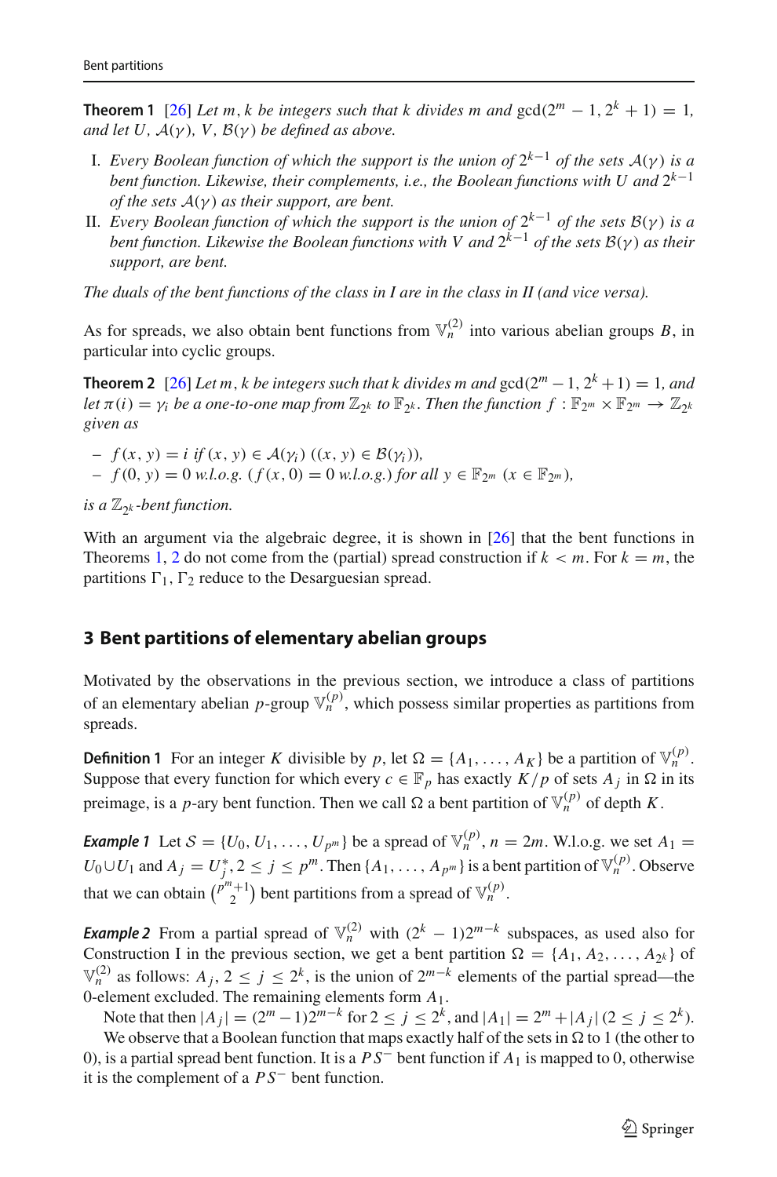**Theorem 1** [26] *Let $m, k$ be integers such that $k$ divides $m$ and $\gcd(2^m-1, 2^k+1) = 1$, and let $U$, $\mathcal{A}(\gamma)$, $V$, $\mathcal{B}(\gamma)$ be defined as above.*

I. *Every Boolean function of which the support is the union of $2^{k-1}$ of the sets $\mathcal{A}(\gamma)$ is a bent function. Likewise, their complements, i.e., the Boolean functions with $U$ and $2^{k-1}$ of the sets $\mathcal{A}(\gamma)$ as their support, are bent.*
II. *Every Boolean function of which the support is the union of $2^{k-1}$ of the sets $\mathcal{B}(\gamma)$ is a bent function. Likewise the Boolean functions with $V$ and $2^{k-1}$ of the sets $\mathcal{B}(\gamma)$ as their support, are bent.*

*The duals of the bent functions of the class in I are in the class in II (and vice versa).*

As for spreads, we also obtain bent functions from $\mathbb{V}_n^{(2)}$ into various abelian groups $B$, in particular into cyclic groups.

**Theorem 2** [26] *Let $m, k$ be integers such that $k$ divides $m$ and $\gcd(2^m-1, 2^k+1) = 1$, and let $\pi(i) = \gamma_i$ be a one-to-one map from $\mathbb{Z}_{2^k}$ to $\mathbb{F}_{2^k}$. Then the function $f : \mathbb{F}_{2^m} \times \mathbb{F}_{2^m} \to \mathbb{Z}_{2^k}$ given as*

- *$f(x, y) = i$ if $(x, y) \in \mathcal{A}(\gamma_i)$ $((x, y) \in \mathcal{B}(\gamma_i))$,*
- *$f(0, y) = 0$ w.l.o.g. $(f(x, 0) = 0$ w.l.o.g.$)$ for all $y \in \mathbb{F}_{2^m}$ $(x \in \mathbb{F}_{2^m})$,*

*is a $\mathbb{Z}_{2^k}$-bent function.*

With an argument via the algebraic degree, it is shown in [26] that the bent functions in Theorems 1, 2 do not come from the (partial) spread construction if $k < m$. For $k = m$, the partitions $\Gamma_1, \Gamma_2$ reduce to the Desarguesian spread.

## 3 Bent partitions of elementary abelian groups

Motivated by the observations in the previous section, we introduce a class of partitions of an elementary abelian $p$-group $\mathbb{V}_n^{(p)}$, which possess similar properties as partitions from spreads.

**Definition 1** For an integer $K$ divisible by $p$, let $\Omega = \{A_1, \ldots, A_K\}$ be a partition of $\mathbb{V}_n^{(p)}$. Suppose that every function for which every $c \in \mathbb{F}_p$ has exactly $K/p$ of sets $A_j$ in $\Omega$ in its preimage, is a $p$-ary bent function. Then we call $\Omega$ a bent partition of $\mathbb{V}_n^{(p)}$ of depth $K$.

***Example 1*** Let $\mathcal{S} = \{U_0, U_1, \ldots, U_{p^m}\}$ be a spread of $\mathbb{V}_n^{(p)}$, $n = 2m$. W.l.o.g. we set $A_1 = U_0 \cup U_1$ and $A_j = U_j^*, 2 \le j \le p^m$. Then $\{A_1, \ldots, A_{p^m}\}$ is a bent partition of $\mathbb{V}_n^{(p)}$. Observe that we can obtain $\binom{p^m+1}{2}$ bent partitions from a spread of $\mathbb{V}_n^{(p)}$.

***Example 2*** From a partial spread of $\mathbb{V}_n^{(2)}$ with $(2^k-1)2^{m-k}$ subspaces, as used also for Construction I in the previous section, we get a bent partition $\Omega = \{A_1, A_2, \ldots, A_{2^k}\}$ of $\mathbb{V}_n^{(2)}$ as follows: $A_j, 2 \le j \le 2^k$, is the union of $2^{m-k}$ elements of the partial spread—the 0-element excluded. The remaining elements form $A_1$.

Note that then $|A_j| = (2^m-1)2^{m-k}$ for $2 \le j \le 2^k$, and $|A_1| = 2^m + |A_j|$ $(2 \le j \le 2^k)$.

We observe that a Boolean function that maps exactly half of the sets in $\Omega$ to 1 (the other to 0), is a partial spread bent function. It is a $PS^-$ bent function if $A_1$ is mapped to 0, otherwise it is the complement of a $PS^-$ bent function.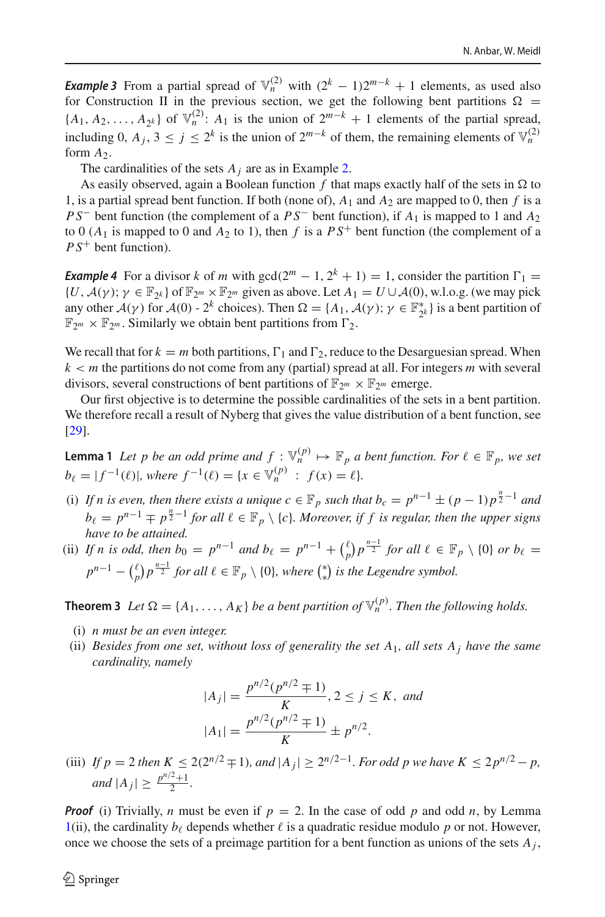***Example 3*** From a partial spread of $\mathbb{V}_n^{(2)}$ with $(2^k-1)2^{m-k}+1$ elements, as used also for Construction II in the previous section, we get the following bent partitions $\Omega = \{A_1, A_2, \ldots, A_{2^k}\}$ of $\mathbb{V}_n^{(2)}$: $A_1$ is the union of $2^{m-k}+1$ elements of the partial spread, including 0, $A_j$, $3 \le j \le 2^k$ is the union of $2^{m-k}$ of them, the remaining elements of $\mathbb{V}_n^{(2)}$ form $A_2$.

The cardinalities of the sets $A_j$ are as in Example 2.

As easily observed, again a Boolean function $f$ that maps exactly half of the sets in $\Omega$ to 1, is a partial spread bent function. If both (none of), $A_1$ and $A_2$ are mapped to 0, then $f$ is a $PS^-$ bent function (the complement of a $PS^-$ bent function), if $A_1$ is mapped to 1 and $A_2$ to 0 ($A_1$ is mapped to 0 and $A_2$ to 1), then $f$ is a $PS^+$ bent function (the complement of a $PS^+$ bent function).

***Example 4*** For a divisor $k$ of $m$ with $\gcd(2^m-1, 2^k+1) = 1$, consider the partition $\Gamma_1 = \{U, \mathcal{A}(\gamma); \gamma \in \mathbb{F}_{2^k}\}$ of $\mathbb{F}_{2^m} \times \mathbb{F}_{2^m}$ given as above. Let $A_1 = U \cup \mathcal{A}(0)$, w.l.o.g. (we may pick any other $\mathcal{A}(\gamma)$ for $\mathcal{A}(0)$ - $2^k$ choices). Then $\Omega = \{A_1, \mathcal{A}(\gamma); \gamma \in \mathbb{F}_{2^k}^*\}$ is a bent partition of $\mathbb{F}_{2^m} \times \mathbb{F}_{2^m}$. Similarly we obtain bent partitions from $\Gamma_2$.

We recall that for $k = m$ both partitions, $\Gamma_1$ and $\Gamma_2$, reduce to the Desarguesian spread. When $k < m$ the partitions do not come from any (partial) spread at all. For integers $m$ with several divisors, several constructions of bent partitions of $\mathbb{F}_{2^m} \times \mathbb{F}_{2^m}$ emerge.

Our first objective is to determine the possible cardinalities of the sets in a bent partition. We therefore recall a result of Nyberg that gives the value distribution of a bent function, see [29].

**Lemma 1** *Let $p$ be an odd prime and $f : \mathbb{V}_n^{(p)} \mapsto \mathbb{F}_p$ a bent function. For $\ell \in \mathbb{F}_p$, we set $b_\ell = |f^{-1}(\ell)|$, where $f^{-1}(\ell) = \{x \in \mathbb{V}_n^{(p)} \ : \ f(x) = \ell\}$.*

- (i) *If $n$ is even, then there exists a unique $c \in \mathbb{F}_p$ such that $b_c = p^{n-1} \pm (p-1)p^{\frac{n}{2}-1}$ and $b_\ell = p^{n-1} \mp p^{\frac{n}{2}-1}$ for all $\ell \in \mathbb{F}_p \setminus \{c\}$. Moreover, if $f$ is regular, then the upper signs have to be attained.*
- (ii) *If $n$ is odd, then $b_0 = p^{n-1}$ and $b_\ell = p^{n-1} + \left(\frac{\ell}{p}\right)p^{\frac{n-1}{2}}$ for all $\ell \in \mathbb{F}_p \setminus \{0\}$ or $b_\ell = p^{n-1} - \left(\frac{\ell}{p}\right)p^{\frac{n-1}{2}}$ for all $\ell \in \mathbb{F}_p \setminus \{0\}$, where $\left(\frac{*}{*}\right)$ is the Legendre symbol.*

**Theorem 3** *Let $\Omega = \{A_1, \ldots, A_K\}$ be a bent partition of $\mathbb{V}_n^{(p)}$. Then the following holds.*

- (i) *$n$ must be an even integer.*
- (ii) *Besides from one set, without loss of generality the set $A_1$, all sets $A_j$ have the same cardinality, namely*

$$|A_j| = \frac{p^{n/2}(p^{n/2} \mp 1)}{K}, 2 \le j \le K, \text{ and}$$

$$|A_1| = \frac{p^{n/2}(p^{n/2} \mp 1)}{K} \pm p^{n/2}.$$

- (iii) *If $p = 2$ then $K \le 2(2^{n/2} \mp 1)$, and $|A_j| \ge 2^{n/2-1}$. For odd $p$ we have $K \le 2p^{n/2} - p$, and $|A_j| \ge \frac{p^{n/2}+1}{2}$.*

***Proof*** (i) Trivially, $n$ must be even if $p = 2$. In the case of odd $p$ and odd $n$, by Lemma 1(ii), the cardinality $b_\ell$ depends whether $\ell$ is a quadratic residue modulo $p$ or not. However, once we choose the sets of a preimage partition for a bent function as unions of the sets $A_j$,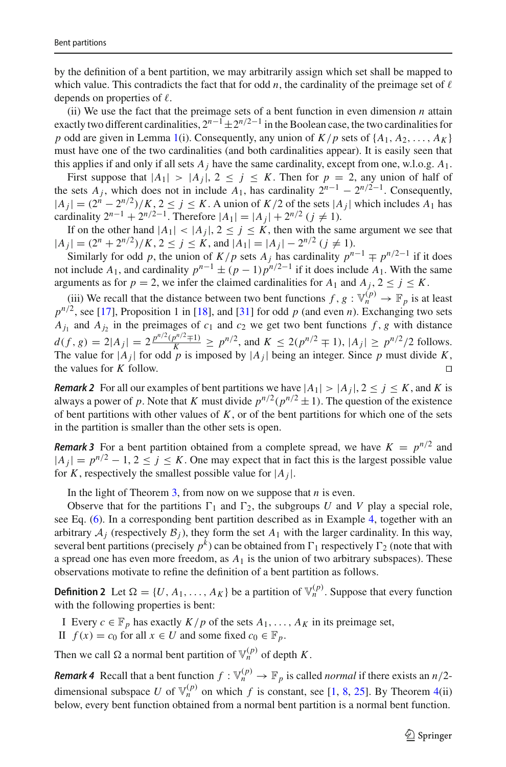by the definition of a bent partition, we may arbitrarily assign which set shall be mapped to which value. This contradicts the fact that for odd $n$, the cardinality of the preimage set of $\ell$ depends on properties of $\ell$.

(ii) We use the fact that the preimage sets of a bent function in even dimension $n$ attain exactly two different cardinalities, $2^{n-1} \pm 2^{n/2-1}$ in the Boolean case, the two cardinalities for $p$ odd are given in Lemma 1(i). Consequently, any union of $K/p$ sets of $\{A_1, A_2, \ldots, A_K\}$ must have one of the two cardinalities (and both cardinalities appear). It is easily seen that this applies if and only if all sets $A_j$ have the same cardinality, except from one, w.l.o.g. $A_1$.

First suppose that $|A_1| > |A_j|$, $2 \le j \le K$. Then for $p = 2$, any union of half of the sets $A_j$, which does not include $A_1$, has cardinality $2^{n-1} - 2^{n/2-1}$. Consequently, $|A_j| = (2^n - 2^{n/2})/K$, $2 \le j \le K$. A union of $K/2$ of the sets $|A_j|$ which includes $A_1$ has cardinality $2^{n-1} + 2^{n/2-1}$. Therefore $|A_1| = |A_j| + 2^{n/2}$ $(j \ne 1)$.

If on the other hand $|A_1| < |A_j|$, $2 \le j \le K$, then with the same argument we see that $|A_j| = (2^n + 2^{n/2})/K$, $2 \le j \le K$, and $|A_1| = |A_j| - 2^{n/2}$ $(j \ne 1)$.

Similarly for odd $p$, the union of $K/p$ sets $A_j$ has cardinality $p^{n-1} \mp p^{n/2-1}$ if it does not include $A_1$, and cardinality $p^{n-1} \pm (p-1)p^{n/2-1}$ if it does include $A_1$. With the same arguments as for $p = 2$, we infer the claimed cardinalities for $A_1$ and $A_j$, $2 \le j \le K$.

(iii) We recall that the distance between two bent functions $f, g : \mathbb{V}_n^{(p)} \to \mathbb{F}_p$ is at least $p^{n/2}$, see [17], Proposition 1 in [18], and [31] for odd $p$ (and even $n$). Exchanging two sets $A_{j_1}$ and $A_{j_2}$ in the preimages of $c_1$ and $c_2$ we get two bent functions $f, g$ with distance $d(f, g) = 2|A_j| = 2\frac{p^{n/2}(p^{n/2} \mp 1)}{K} \ge p^{n/2}$, and $K \le 2(p^{n/2} \mp 1)$, $|A_j| \ge p^{n/2}/2$ follows. The value for $|A_j|$ for odd $p$ is imposed by $|A_j|$ being an integer. Since $p$ must divide $K$, the values for $K$ follow. □

***Remark 2*** For all our examples of bent partitions we have $|A_1| > |A_j|$, $2 \le j \le K$, and $K$ is always a power of $p$. Note that $K$ must divide $p^{n/2}(p^{n/2} \pm 1)$. The question of the existence of bent partitions with other values of $K$, or of the bent partitions for which one of the sets in the partition is smaller than the other sets is open.

***Remark 3*** For a bent partition obtained from a complete spread, we have $K = p^{n/2}$ and $|A_j| = p^{n/2} - 1$, $2 \le j \le K$. One may expect that in fact this is the largest possible value for $K$, respectively the smallest possible value for $|A_j|$.

In the light of Theorem 3, from now on we suppose that $n$ is even.

Observe that for the partitions $\Gamma_1$ and $\Gamma_2$, the subgroups $U$ and $V$ play a special role, see Eq. (6). In a corresponding bent partition described as in Example 4, together with an arbitrary $\mathcal{A}_j$ (respectively $\mathcal{B}_j$), they form the set $A_1$ with the larger cardinality. In this way, several bent partitions (precisely $p^k$) can be obtained from $\Gamma_1$ respectively $\Gamma_2$ (note that with a spread one has even more freedom, as $A_1$ is the union of two arbitrary subspaces). These observations motivate to refine the definition of a bent partition as follows.

**Definition 2** Let $\Omega = \{U, A_1, \ldots, A_K\}$ be a partition of $\mathbb{V}_n^{(p)}$. Suppose that every function with the following properties is bent:

I Every $c \in \mathbb{F}_p$ has exactly $K/p$ of the sets $A_1, \ldots, A_K$ in its preimage set,

II $f(x) = c_0$ for all $x \in U$ and some fixed $c_0 \in \mathbb{F}_p$.

Then we call $\Omega$ a normal bent partition of $\mathbb{V}_n^{(p)}$ of depth $K$.

***Remark 4*** Recall that a bent function $f : \mathbb{V}_n^{(p)} \to \mathbb{F}_p$ is called *normal* if there exists an $n/2$-dimensional subspace $U$ of $\mathbb{V}_n^{(p)}$ on which $f$ is constant, see [1, 8, 25]. By Theorem 4(ii) below, every bent function obtained from a normal bent partition is a normal bent function.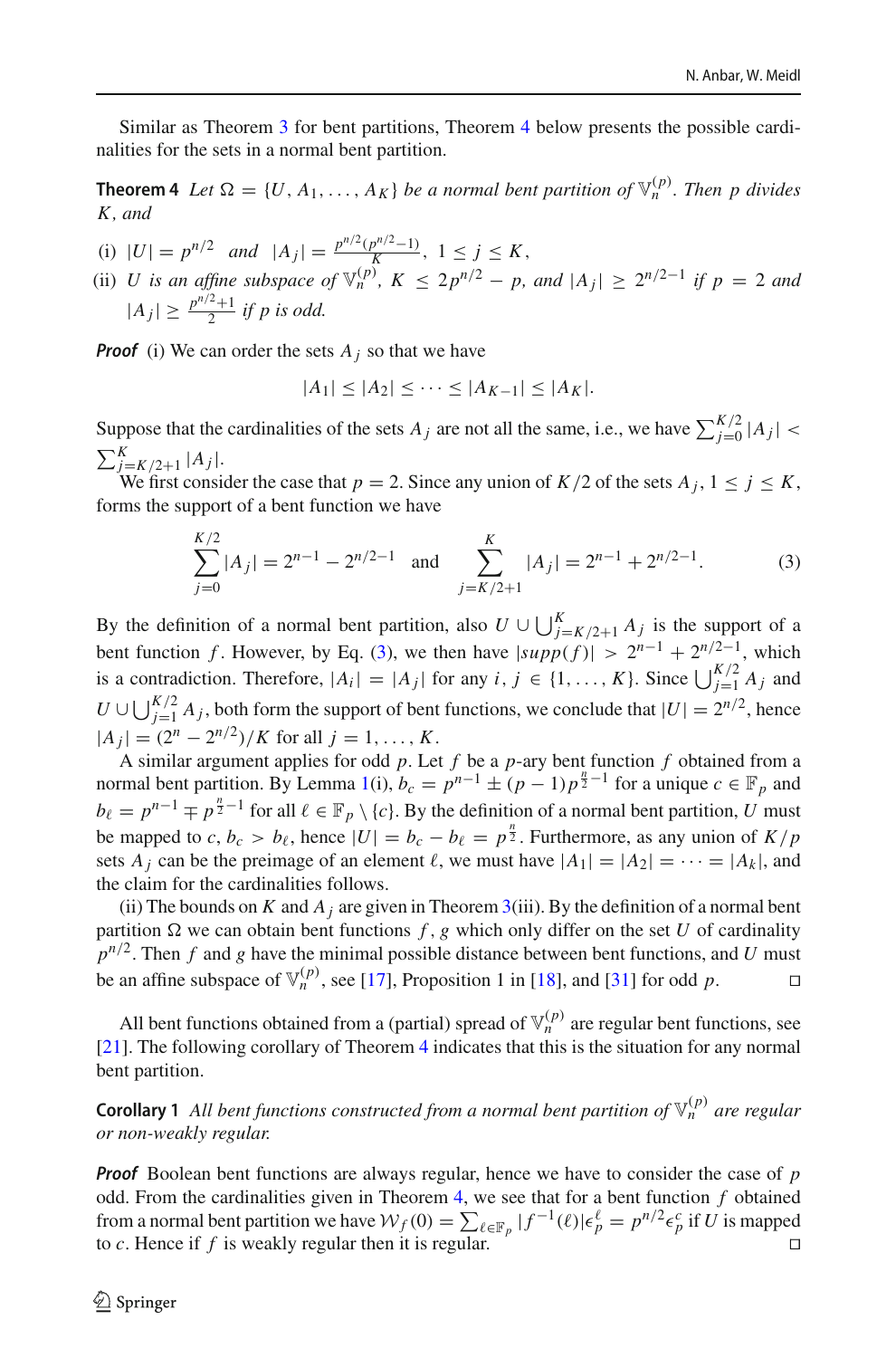Similar as Theorem 3 for bent partitions, Theorem 4 below presents the possible cardinalities for the sets in a normal bent partition.

**Theorem 4** *Let $\Omega = \{U, A_1, \ldots, A_K\}$ be a normal bent partition of $\mathbb{V}_n^{(p)}$. Then $p$ divides $K$, and*

(i) $|U| = p^{n/2}$ *and* $|A_j| = \frac{p^{n/2}(p^{n/2}-1)}{K}$, $1 \le j \le K$,

(ii) $U$ *is an affine subspace of* $\mathbb{V}_n^{(p)}$, $K \le 2p^{n/2} - p$, *and* $|A_j| \ge 2^{n/2-1}$ *if* $p = 2$ *and* $|A_j| \ge \frac{p^{n/2}+1}{2}$ *if $p$ is odd.*

***Proof*** (i) We can order the sets $A_j$ so that we have

$$|A_1| \le |A_2| \le \cdots \le |A_{K-1}| \le |A_K|.$$

Suppose that the cardinalities of the sets $A_j$ are not all the same, i.e., we have $\sum_{j=0}^{K/2} |A_j| < \sum_{j=K/2+1}^{K} |A_j|$.

We first consider the case that $p = 2$. Since any union of $K/2$ of the sets $A_j$, $1 \le j \le K$, forms the support of a bent function we have

$$\sum_{j=0}^{K/2} |A_j| = 2^{n-1} - 2^{n/2-1} \quad \text{and} \quad \sum_{j=K/2+1}^{K} |A_j| = 2^{n-1} + 2^{n/2-1}. \tag{3}$$

By the definition of a normal bent partition, also $U \cup \bigcup_{j=K/2+1}^{K} A_j$ is the support of a bent function $f$. However, by Eq. (3), we then have $|supp(f)| > 2^{n-1} + 2^{n/2-1}$, which is a contradiction. Therefore, $|A_i| = |A_j|$ for any $i, j \in \{1, \ldots, K\}$. Since $\bigcup_{j=1}^{K/2} A_j$ and $U \cup \bigcup_{j=1}^{K/2} A_j$, both form the support of bent functions, we conclude that $|U| = 2^{n/2}$, hence $|A_j| = (2^n - 2^{n/2})/K$ for all $j = 1, \ldots, K$.

A similar argument applies for odd $p$. Let $f$ be a $p$-ary bent function $f$ obtained from a normal bent partition. By Lemma 1(i), $b_c = p^{n-1} \pm (p-1)p^{\frac{n}{2}-1}$ for a unique $c \in \mathbb{F}_p$ and $b_\ell = p^{n-1} \mp p^{\frac{n}{2}-1}$ for all $\ell \in \mathbb{F}_p \setminus \{c\}$. By the definition of a normal bent partition, $U$ must be mapped to $c$, $b_c > b_\ell$, hence $|U| = b_c - b_\ell = p^{\frac{n}{2}}$. Furthermore, as any union of $K/p$ sets $A_j$ can be the preimage of an element $\ell$, we must have $|A_1| = |A_2| = \cdots = |A_k|$, and the claim for the cardinalities follows.

(ii) The bounds on $K$ and $A_j$ are given in Theorem 3(iii). By the definition of a normal bent partition $\Omega$ we can obtain bent functions $f, g$ which only differ on the set $U$ of cardinality $p^{n/2}$. Then $f$ and $g$ have the minimal possible distance between bent functions, and $U$ must be an affine subspace of $\mathbb{V}_n^{(p)}$, see [17], Proposition 1 in [18], and [31] for odd $p$. $\square$

All bent functions obtained from a (partial) spread of $\mathbb{V}_n^{(p)}$ are regular bent functions, see [21]. The following corollary of Theorem 4 indicates that this is the situation for any normal bent partition.

**Corollary 1** *All bent functions constructed from a normal bent partition of* $\mathbb{V}_n^{(p)}$ *are regular or non-weakly regular.*

***Proof*** Boolean bent functions are always regular, hence we have to consider the case of $p$ odd. From the cardinalities given in Theorem 4, we see that for a bent function $f$ obtained from a normal bent partition we have $\mathcal{W}_f(0) = \sum_{\ell \in \mathbb{F}_p} |f^{-1}(\ell)|\epsilon_p^\ell = p^{n/2}\epsilon_p^c$ if $U$ is mapped to $c$. Hence if $f$ is weakly regular then it is regular. $\square$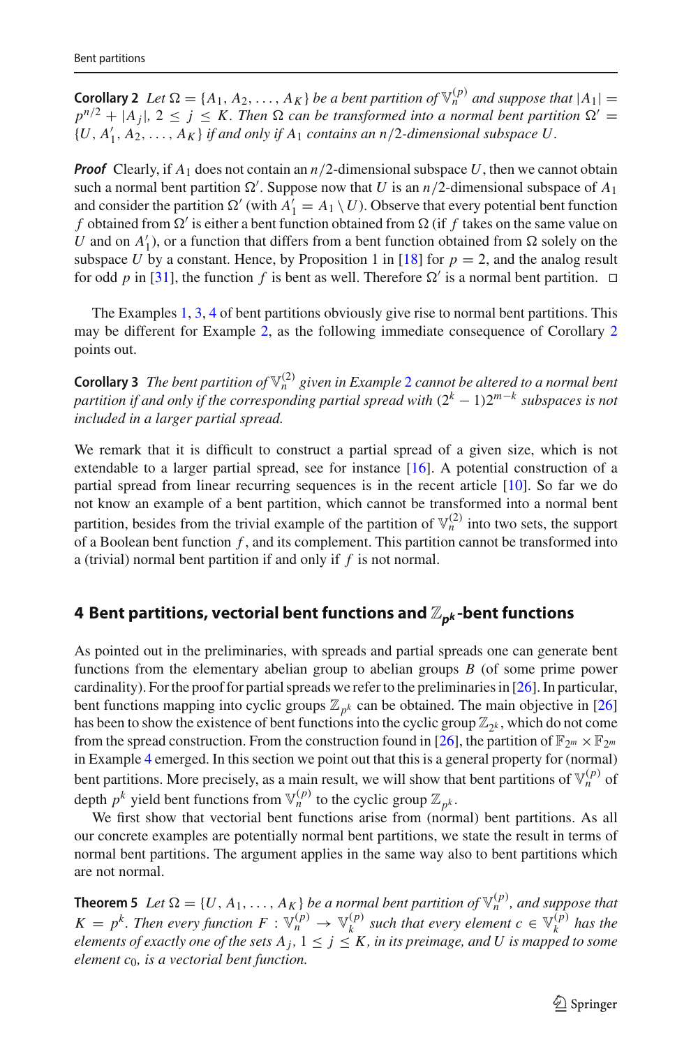**Corollary 2** *Let $\Omega = \{A_1, A_2, \ldots, A_K\}$ be a bent partition of $\mathbb{V}_n^{(p)}$ and suppose that $|A_1| = p^{n/2} + |A_j|$, $2 \le j \le K$. Then $\Omega$ can be transformed into a normal bent partition $\Omega' = \{U, A_1', A_2, \ldots, A_K\}$ if and only if $A_1$ contains an $n/2$-dimensional subspace $U$.*

***Proof*** Clearly, if $A_1$ does not contain an $n/2$-dimensional subspace $U$, then we cannot obtain such a normal bent partition $\Omega'$. Suppose now that $U$ is an $n/2$-dimensional subspace of $A_1$ and consider the partition $\Omega'$ (with $A_1' = A_1 \setminus U$). Observe that every potential bent function $f$ obtained from $\Omega'$ is either a bent function obtained from $\Omega$ (if $f$ takes on the same value on $U$ and on $A_1'$), or a function that differs from a bent function obtained from $\Omega$ solely on the subspace $U$ by a constant. Hence, by Proposition 1 in [18] for $p = 2$, and the analog result for odd $p$ in [31], the function $f$ is bent as well. Therefore $\Omega'$ is a normal bent partition. □

The Examples 1, 3, 4 of bent partitions obviously give rise to normal bent partitions. This may be different for Example 2, as the following immediate consequence of Corollary 2 points out.

**Corollary 3** *The bent partition of $\mathbb{V}_n^{(2)}$ given in Example 2 cannot be altered to a normal bent partition if and only if the corresponding partial spread with $(2^k - 1)2^{m-k}$ subspaces is not included in a larger partial spread.*

We remark that it is difficult to construct a partial spread of a given size, which is not extendable to a larger partial spread, see for instance [16]. A potential construction of a partial spread from linear recurring sequences is in the recent article [10]. So far we do not know an example of a bent partition, which cannot be transformed into a normal bent partition, besides from the trivial example of the partition of $\mathbb{V}_n^{(2)}$ into two sets, the support of a Boolean bent function $f$, and its complement. This partition cannot be transformed into a (trivial) normal bent partition if and only if $f$ is not normal.

## 4 Bent partitions, vectorial bent functions and $\mathbb{Z}_{p^k}$-bent functions

As pointed out in the preliminaries, with spreads and partial spreads one can generate bent functions from the elementary abelian group to abelian groups $B$ (of some prime power cardinality). For the proof for partial spreads we refer to the preliminaries in [26]. In particular, bent functions mapping into cyclic groups $\mathbb{Z}_{p^k}$ can be obtained. The main objective in [26] has been to show the existence of bent functions into the cyclic group $\mathbb{Z}_{2^k}$, which do not come from the spread construction. From the construction found in [26], the partition of $\mathbb{F}_{2^m} \times \mathbb{F}_{2^m}$ in Example 4 emerged. In this section we point out that this is a general property for (normal) bent partitions. More precisely, as a main result, we will show that bent partitions of $\mathbb{V}_n^{(p)}$ of depth $p^k$ yield bent functions from $\mathbb{V}_n^{(p)}$ to the cyclic group $\mathbb{Z}_{p^k}$.

We first show that vectorial bent functions arise from (normal) bent partitions. As all our concrete examples are potentially normal bent partitions, we state the result in terms of normal bent partitions. The argument applies in the same way also to bent partitions which are not normal.

**Theorem 5** *Let $\Omega = \{U, A_1, \ldots, A_K\}$ be a normal bent partition of $\mathbb{V}_n^{(p)}$, and suppose that $K = p^k$. Then every function $F : \mathbb{V}_n^{(p)} \to \mathbb{V}_k^{(p)}$ such that every element $c \in \mathbb{V}_k^{(p)}$ has the elements of exactly one of the sets $A_j$, $1 \le j \le K$, in its preimage, and $U$ is mapped to some element $c_0$, is a vectorial bent function.*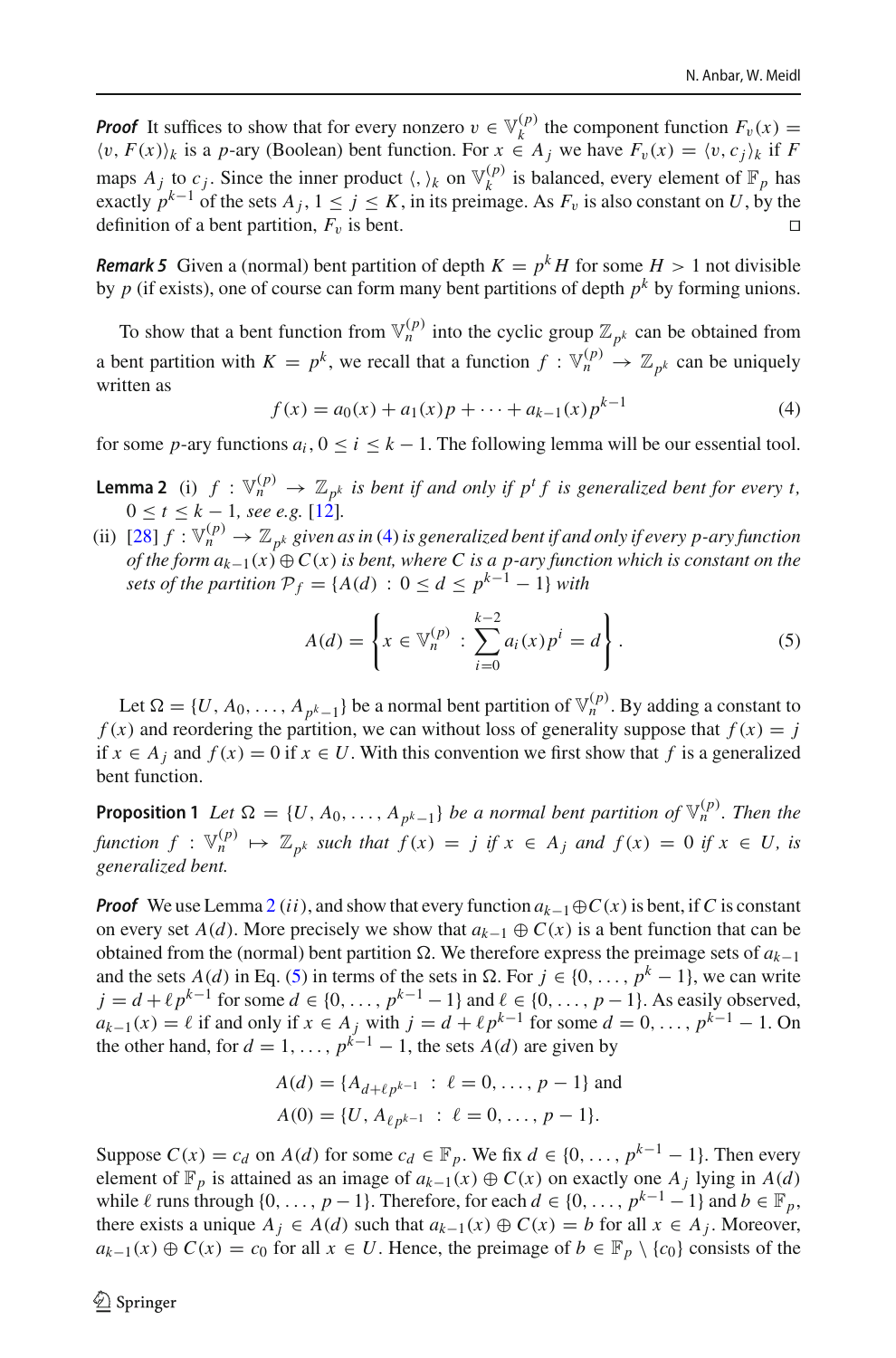***Proof*** It suffices to show that for every nonzero $v \in \mathbb{V}_k^{(p)}$ the component function $F_v(x) = \langle v, F(x)\rangle_k$ is a $p$-ary (Boolean) bent function. For $x \in A_j$ we have $F_v(x) = \langle v, c_j\rangle_k$ if $F$ maps $A_j$ to $c_j$. Since the inner product $\langle,\rangle_k$ on $\mathbb{V}_k^{(p)}$ is balanced, every element of $\mathbb{F}_p$ has exactly $p^{k-1}$ of the sets $A_j$, $1 \le j \le K$, in its preimage. As $F_v$ is also constant on $U$, by the definition of a bent partition, $F_v$ is bent. □

***Remark 5*** Given a (normal) bent partition of depth $K = p^k H$ for some $H > 1$ not divisible by $p$ (if exists), one of course can form many bent partitions of depth $p^k$ by forming unions.

To show that a bent function from $\mathbb{V}_n^{(p)}$ into the cyclic group $\mathbb{Z}_{p^k}$ can be obtained from a bent partition with $K = p^k$, we recall that a function $f : \mathbb{V}_n^{(p)} \to \mathbb{Z}_{p^k}$ can be uniquely written as

$$f(x) = a_0(x) + a_1(x)p + \cdots + a_{k-1}(x)p^{k-1} \tag{4}$$

for some $p$-ary functions $a_i$, $0 \le i \le k-1$. The following lemma will be our essential tool.

**Lemma 2** (i) *$f : \mathbb{V}_n^{(p)} \to \mathbb{Z}_{p^k}$ is bent if and only if $p^t f$ is generalized bent for every $t$, $0 \le t \le k-1$, see e.g.* [12].

(ii) [28] *$f : \mathbb{V}_n^{(p)} \to \mathbb{Z}_{p^k}$ given as in* (4) *is generalized bent if and only if every $p$-ary function of the form $a_{k-1}(x) \oplus C(x)$ is bent, where $C$ is a $p$-ary function which is constant on the sets of the partition $\mathcal{P}_f = \{A(d) : 0 \le d \le p^{k-1} - 1\}$ with*

$$A(d) = \left\{x \in \mathbb{V}_n^{(p)} : \sum_{i=0}^{k-2} a_i(x)p^i = d\right\}. \tag{5}$$

Let $\Omega = \{U, A_0, \ldots, A_{p^k-1}\}$ be a normal bent partition of $\mathbb{V}_n^{(p)}$. By adding a constant to $f(x)$ and reordering the partition, we can without loss of generality suppose that $f(x) = j$ if $x \in A_j$ and $f(x) = 0$ if $x \in U$. With this convention we first show that $f$ is a generalized bent function.

**Proposition 1** *Let $\Omega = \{U, A_0, \ldots, A_{p^k-1}\}$ be a normal bent partition of $\mathbb{V}_n^{(p)}$. Then the function $f : \mathbb{V}_n^{(p)} \mapsto \mathbb{Z}_{p^k}$ such that $f(x) = j$ if $x \in A_j$ and $f(x) = 0$ if $x \in U$, is generalized bent.*

***Proof*** We use Lemma 2 $(ii)$, and show that every function $a_{k-1} \oplus C(x)$ is bent, if $C$ is constant on every set $A(d)$. More precisely we show that $a_{k-1} \oplus C(x)$ is a bent function that can be obtained from the (normal) bent partition $\Omega$. We therefore express the preimage sets of $a_{k-1}$ and the sets $A(d)$ in Eq. (5) in terms of the sets in $\Omega$. For $j \in \{0, \ldots, p^k - 1\}$, we can write $j = d + \ell p^{k-1}$ for some $d \in \{0, \ldots, p^{k-1} - 1\}$ and $\ell \in \{0, \ldots, p-1\}$. As easily observed, $a_{k-1}(x) = \ell$ if and only if $x \in A_j$ with $j = d + \ell p^{k-1}$ for some $d = 0, \ldots, p^{k-1} - 1$. On the other hand, for $d = 1, \ldots, p^{k-1} - 1$, the sets $A(d)$ are given by

$$A(d) = \{A_{d+\ell p^{k-1}} : \ell = 0, \ldots, p-1\} \text{ and}$$
$$A(0) = \{U, A_{\ell p^{k-1}} : \ell = 0, \ldots, p-1\}.$$

Suppose $C(x) = c_d$ on $A(d)$ for some $c_d \in \mathbb{F}_p$. We fix $d \in \{0, \ldots, p^{k-1} - 1\}$. Then every element of $\mathbb{F}_p$ is attained as an image of $a_{k-1}(x) \oplus C(x)$ on exactly one $A_j$ lying in $A(d)$ while $\ell$ runs through $\{0, \ldots, p-1\}$. Therefore, for each $d \in \{0, \ldots, p^{k-1} - 1\}$ and $b \in \mathbb{F}_p$, there exists a unique $A_j \in A(d)$ such that $a_{k-1}(x) \oplus C(x) = b$ for all $x \in A_j$. Moreover, $a_{k-1}(x) \oplus C(x) = c_0$ for all $x \in U$. Hence, the preimage of $b \in \mathbb{F}_p \setminus \{c_0\}$ consists of the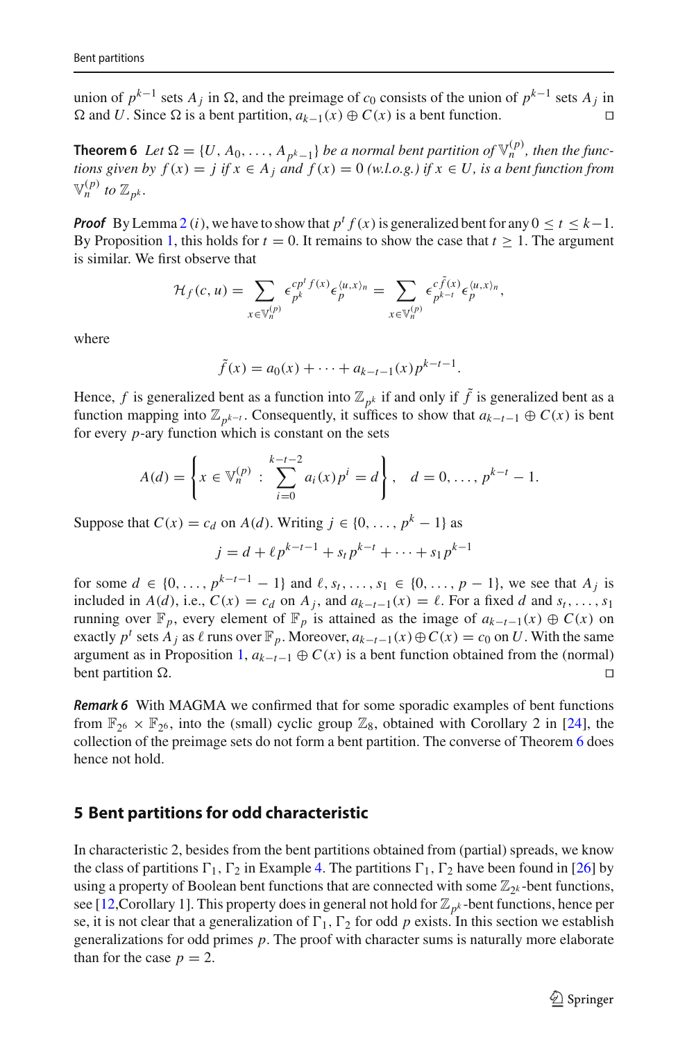union of $p^{k-1}$ sets $A_j$ in $\Omega$, and the preimage of $c_0$ consists of the union of $p^{k-1}$ sets $A_j$ in $\Omega$ and $U$. Since $\Omega$ is a bent partition, $a_{k-1}(x) \oplus C(x)$ is a bent function. □

**Theorem 6** *Let $\Omega = \{U, A_0, \ldots, A_{p^k-1}\}$ be a normal bent partition of $\mathbb{V}_n^{(p)}$, then the functions given by $f(x) = j$ if $x \in A_j$ and $f(x) = 0$ (w.l.o.g.) if $x \in U$, is a bent function from $\mathbb{V}_n^{(p)}$ to $\mathbb{Z}_{p^k}$.*

***Proof*** By Lemma 2 $(i)$, we have to show that $p^t f(x)$ is generalized bent for any $0 \le t \le k-1$. By Proposition 1, this holds for $t = 0$. It remains to show the case that $t \ge 1$. The argument is similar. We first observe that

$$\mathcal{H}_f(c, u) = \sum_{x \in \mathbb{V}_n^{(p)}} \epsilon_{p^k}^{cp^t f(x)} \epsilon_p^{\langle u, x \rangle_n} = \sum_{x \in \mathbb{V}_n^{(p)}} \epsilon_{p^{k-t}}^{c\tilde{f}(x)} \epsilon_p^{\langle u, x \rangle_n},$$

where

$$\tilde{f}(x) = a_0(x) + \cdots + a_{k-t-1}(x) p^{k-t-1}.$$

Hence, $f$ is generalized bent as a function into $\mathbb{Z}_{p^k}$ if and only if $\tilde{f}$ is generalized bent as a function mapping into $\mathbb{Z}_{p^{k-t}}$. Consequently, it suffices to show that $a_{k-t-1} \oplus C(x)$ is bent for every $p$-ary function which is constant on the sets

$$A(d) = \left\{ x \in \mathbb{V}_n^{(p)} \;:\; \sum_{i=0}^{k-t-2} a_i(x) p^i = d \right\}, \quad d = 0, \ldots, p^{k-t} - 1.$$

Suppose that $C(x) = c_d$ on $A(d)$. Writing $j \in \{0, \ldots, p^k - 1\}$ as

$$j = d + \ell p^{k-t-1} + s_t p^{k-t} + \cdots + s_1 p^{k-1}$$

for some $d \in \{0, \ldots, p^{k-t-1} - 1\}$ and $\ell, s_t, \ldots, s_1 \in \{0, \ldots, p-1\}$, we see that $A_j$ is included in $A(d)$, i.e., $C(x) = c_d$ on $A_j$, and $a_{k-t-1}(x) = \ell$. For a fixed $d$ and $s_t, \ldots, s_1$ running over $\mathbb{F}_p$, every element of $\mathbb{F}_p$ is attained as the image of $a_{k-t-1}(x) \oplus C(x)$ on exactly $p^t$ sets $A_j$ as $\ell$ runs over $\mathbb{F}_p$. Moreover, $a_{k-t-1}(x) \oplus C(x) = c_0$ on $U$. With the same argument as in Proposition 1, $a_{k-t-1} \oplus C(x)$ is a bent function obtained from the (normal) bent partition $\Omega$. □

***Remark 6*** With MAGMA we confirmed that for some sporadic examples of bent functions from $\mathbb{F}_{2^6} \times \mathbb{F}_{2^6}$, into the (small) cyclic group $\mathbb{Z}_8$, obtained with Corollary 2 in [24], the collection of the preimage sets do not form a bent partition. The converse of Theorem 6 does hence not hold.

## 5 Bent partitions for odd characteristic

In characteristic 2, besides from the bent partitions obtained from (partial) spreads, we know the class of partitions $\Gamma_1, \Gamma_2$ in Example 4. The partitions $\Gamma_1, \Gamma_2$ have been found in [26] by using a property of Boolean bent functions that are connected with some $\mathbb{Z}_{2^k}$-bent functions, see [12, Corollary 1]. This property does in general not hold for $\mathbb{Z}_{p^k}$-bent functions, hence per se, it is not clear that a generalization of $\Gamma_1, \Gamma_2$ for odd $p$ exists. In this section we establish generalizations for odd primes $p$. The proof with character sums is naturally more elaborate than for the case $p = 2$.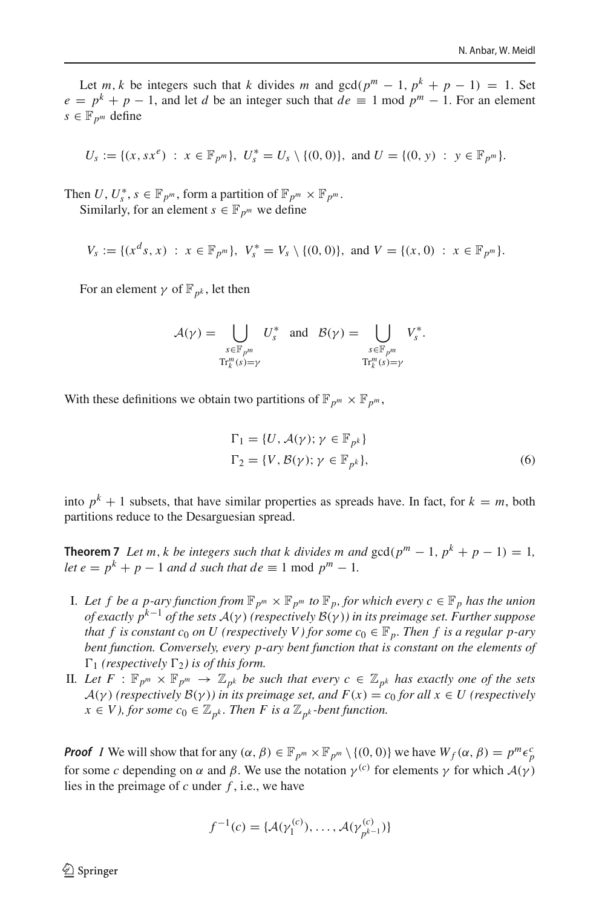Let $m, k$ be integers such that $k$ divides $m$ and $\gcd(p^m - 1, p^k + p - 1) = 1$. Set $e = p^k + p - 1$, and let $d$ be an integer such that $de \equiv 1 \bmod p^m - 1$. For an element $s \in \mathbb{F}_{p^m}$ define

$$U_s := \{(x, sx^e) \;:\; x \in \mathbb{F}_{p^m}\},\; U_s^* = U_s \setminus \{(0,0)\},\; \text{and } U = \{(0, y) \;:\; y \in \mathbb{F}_{p^m}\}.$$

Then $U, U_s^*, s \in \mathbb{F}_{p^m}$, form a partition of $\mathbb{F}_{p^m} \times \mathbb{F}_{p^m}$.

Similarly, for an element $s \in \mathbb{F}_{p^m}$ we define

$$V_s := \{(x^d s, x) \;:\; x \in \mathbb{F}_{p^m}\},\; V_s^* = V_s \setminus \{(0,0)\},\; \text{and } V = \{(x, 0) \;:\; x \in \mathbb{F}_{p^m}\}.$$

For an element $\gamma$ of $\mathbb{F}_{p^k}$, let then

$$\mathcal{A}(\gamma) = \bigcup_{\substack{s \in \mathbb{F}_{p^m} \\ \mathrm{Tr}_k^m(s) = \gamma}} U_s^* \quad \text{and} \quad \mathcal{B}(\gamma) = \bigcup_{\substack{s \in \mathbb{F}_{p^m} \\ \mathrm{Tr}_k^m(s) = \gamma}} V_s^*.$$

With these definitions we obtain two partitions of $\mathbb{F}_{p^m} \times \mathbb{F}_{p^m}$,

$$\begin{aligned} \Gamma_1 &= \{U, \mathcal{A}(\gamma); \gamma \in \mathbb{F}_{p^k}\} \\ \Gamma_2 &= \{V, \mathcal{B}(\gamma); \gamma \in \mathbb{F}_{p^k}\}, \end{aligned} \tag{6}$$

into $p^k + 1$ subsets, that have similar properties as spreads have. In fact, for $k = m$, both partitions reduce to the Desarguesian spread.

**Theorem 7** *Let $m, k$ be integers such that $k$ divides $m$ and $\gcd(p^m - 1, p^k + p - 1) = 1$, let $e = p^k + p - 1$ and $d$ such that $de \equiv 1 \bmod p^m - 1$.*

I. *Let $f$ be a $p$-ary function from $\mathbb{F}_{p^m} \times \mathbb{F}_{p^m}$ to $\mathbb{F}_p$, for which every $c \in \mathbb{F}_p$ has the union of exactly $p^{k-1}$ of the sets $\mathcal{A}(\gamma)$ (respectively $\mathcal{B}(\gamma)$) in its preimage set. Further suppose that $f$ is constant $c_0$ on $U$ (respectively $V$) for some $c_0 \in \mathbb{F}_p$. Then $f$ is a regular $p$-ary bent function. Conversely, every $p$-ary bent function that is constant on the elements of $\Gamma_1$ (respectively $\Gamma_2$) is of this form.*

II. *Let $F : \mathbb{F}_{p^m} \times \mathbb{F}_{p^m} \to \mathbb{Z}_{p^k}$ be such that every $c \in \mathbb{Z}_{p^k}$ has exactly one of the sets $\mathcal{A}(\gamma)$ (respectively $\mathcal{B}(\gamma)$) in its preimage set, and $F(x) = c_0$ for all $x \in U$ (respectively $x \in V$), for some $c_0 \in \mathbb{Z}_{p^k}$. Then $F$ is a $\mathbb{Z}_{p^k}$-bent function.*

***Proof*** *I* We will show that for any $(\alpha, \beta) \in \mathbb{F}_{p^m} \times \mathbb{F}_{p^m} \setminus \{(0,0)\}$ we have $W_f(\alpha, \beta) = p^m \epsilon_p^c$ for some $c$ depending on $\alpha$ and $\beta$. We use the notation $\gamma^{(c)}$ for elements $\gamma$ for which $\mathcal{A}(\gamma)$ lies in the preimage of $c$ under $f$, i.e., we have

$$f^{-1}(c) = \{\mathcal{A}(\gamma_1^{(c)}), \ldots, \mathcal{A}(\gamma_{p^{k-1}}^{(c)})\}$$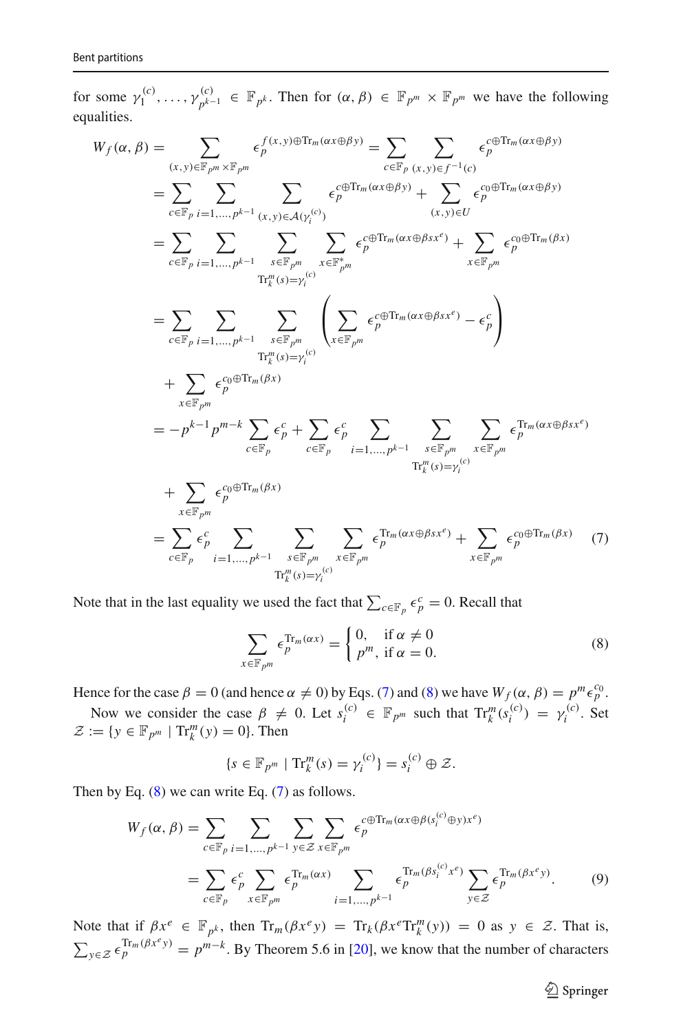for some $\gamma_1^{(c)}, \ldots, \gamma_{p^{k-1}}^{(c)} \in \mathbb{F}_{p^k}$. Then for $(\alpha, \beta) \in \mathbb{F}_{p^m} \times \mathbb{F}_{p^m}$ we have the following equalities.

$$
\begin{aligned}
W_f(\alpha,\beta) &= \sum_{(x,y)\in\mathbb{F}_{p^m}\times\mathbb{F}_{p^m}} \epsilon_p^{f(x,y)\oplus \mathrm{Tr}_m(\alpha x\oplus\beta y)} = \sum_{c\in\mathbb{F}_p}\sum_{(x,y)\in f^{-1}(c)} \epsilon_p^{c\oplus \mathrm{Tr}_m(\alpha x\oplus\beta y)} \\
&= \sum_{c\in\mathbb{F}_p}\sum_{i=1,\ldots,p^{k-1}}\sum_{(x,y)\in\mathcal{A}(\gamma_i^{(c)})} \epsilon_p^{c\oplus \mathrm{Tr}_m(\alpha x\oplus\beta y)} + \sum_{(x,y)\in U} \epsilon_p^{c_0\oplus \mathrm{Tr}_m(\alpha x\oplus\beta y)} \\
&= \sum_{c\in\mathbb{F}_p}\sum_{i=1,\ldots,p^{k-1}}\sum_{\substack{s\in\mathbb{F}_{p^m}\\ \mathrm{Tr}_k^m(s)=\gamma_i^{(c)}}}\sum_{x\in\mathbb{F}_{p^m}^*} \epsilon_p^{c\oplus \mathrm{Tr}_m(\alpha x\oplus\beta s x^e)} + \sum_{x\in\mathbb{F}_{p^m}} \epsilon_p^{c_0\oplus \mathrm{Tr}_m(\beta x)} \\
&= \sum_{c\in\mathbb{F}_p}\sum_{i=1,\ldots,p^{k-1}}\sum_{\substack{s\in\mathbb{F}_{p^m}\\ \mathrm{Tr}_k^m(s)=\gamma_i^{(c)}}}\left(\sum_{x\in\mathbb{F}_{p^m}} \epsilon_p^{c\oplus \mathrm{Tr}_m(\alpha x\oplus\beta s x^e)} - \epsilon_p^c\right) \\
&\quad + \sum_{x\in\mathbb{F}_{p^m}} \epsilon_p^{c_0\oplus \mathrm{Tr}_m(\beta x)} \\
&= -p^{k-1}p^{m-k}\sum_{c\in\mathbb{F}_p}\epsilon_p^c + \sum_{c\in\mathbb{F}_p}\epsilon_p^c \sum_{i=1,\ldots,p^{k-1}}\sum_{\substack{s\in\mathbb{F}_{p^m}\\ \mathrm{Tr}_k^m(s)=\gamma_i^{(c)}}}\sum_{x\in\mathbb{F}_{p^m}} \epsilon_p^{\mathrm{Tr}_m(\alpha x\oplus\beta s x^e)} \\
&\quad + \sum_{x\in\mathbb{F}_{p^m}} \epsilon_p^{c_0\oplus \mathrm{Tr}_m(\beta x)} \\
&= \sum_{c\in\mathbb{F}_p}\epsilon_p^c \sum_{i=1,\ldots,p^{k-1}}\sum_{\substack{s\in\mathbb{F}_{p^m}\\ \mathrm{Tr}_k^m(s)=\gamma_i^{(c)}}}\sum_{x\in\mathbb{F}_{p^m}} \epsilon_p^{\mathrm{Tr}_m(\alpha x\oplus\beta s x^e)} + \sum_{x\in\mathbb{F}_{p^m}} \epsilon_p^{c_0\oplus \mathrm{Tr}_m(\beta x)} \qquad (7)
\end{aligned}
$$

Note that in the last equality we used the fact that $\sum_{c\in\mathbb{F}_p}\epsilon_p^c = 0$. Recall that

$$
\sum_{x\in\mathbb{F}_{p^m}} \epsilon_p^{\mathrm{Tr}_m(\alpha x)} = \begin{cases} 0, & \text{if } \alpha \neq 0 \\ p^m, & \text{if } \alpha = 0. \end{cases} \qquad (8)
$$

Hence for the case $\beta = 0$ (and hence $\alpha \neq 0$) by Eqs. (7) and (8) we have $W_f(\alpha,\beta) = p^m\epsilon_p^{c_0}$.

Now we consider the case $\beta \neq 0$. Let $s_i^{(c)} \in \mathbb{F}_{p^m}$ such that $\mathrm{Tr}_k^m(s_i^{(c)}) = \gamma_i^{(c)}$. Set $\mathcal{Z} := \{y \in \mathbb{F}_{p^m} \mid \mathrm{Tr}_k^m(y) = 0\}$. Then

$$
\{s \in \mathbb{F}_{p^m} \mid \mathrm{Tr}_k^m(s) = \gamma_i^{(c)}\} = s_i^{(c)} \oplus \mathcal{Z}.
$$

Then by Eq. (8) we can write Eq. (7) as follows.

$$
\begin{aligned}
W_f(\alpha,\beta) &= \sum_{c\in\mathbb{F}_p}\sum_{i=1,\ldots,p^{k-1}}\sum_{y\in\mathcal{Z}}\sum_{x\in\mathbb{F}_{p^m}} \epsilon_p^{c\oplus \mathrm{Tr}_m(\alpha x\oplus\beta(s_i^{(c)}\oplus y)x^e)} \\
&= \sum_{c\in\mathbb{F}_p}\epsilon_p^c \sum_{x\in\mathbb{F}_{p^m}} \epsilon_p^{\mathrm{Tr}_m(\alpha x)} \sum_{i=1,\ldots,p^{k-1}} \epsilon_p^{\mathrm{Tr}_m(\beta s_i^{(c)} x^e)} \sum_{y\in\mathcal{Z}} \epsilon_p^{\mathrm{Tr}_m(\beta x^e y)}. \qquad (9)
\end{aligned}
$$

Note that if $\beta x^e \in \mathbb{F}_{p^k}$, then $\mathrm{Tr}_m(\beta x^e y) = \mathrm{Tr}_k(\beta x^e \mathrm{Tr}_k^m(y)) = 0$ as $y \in \mathcal{Z}$. That is, $\sum_{y\in\mathcal{Z}} \epsilon_p^{\mathrm{Tr}_m(\beta x^e y)} = p^{m-k}$. By Theorem 5.6 in [20], we know that the number of characters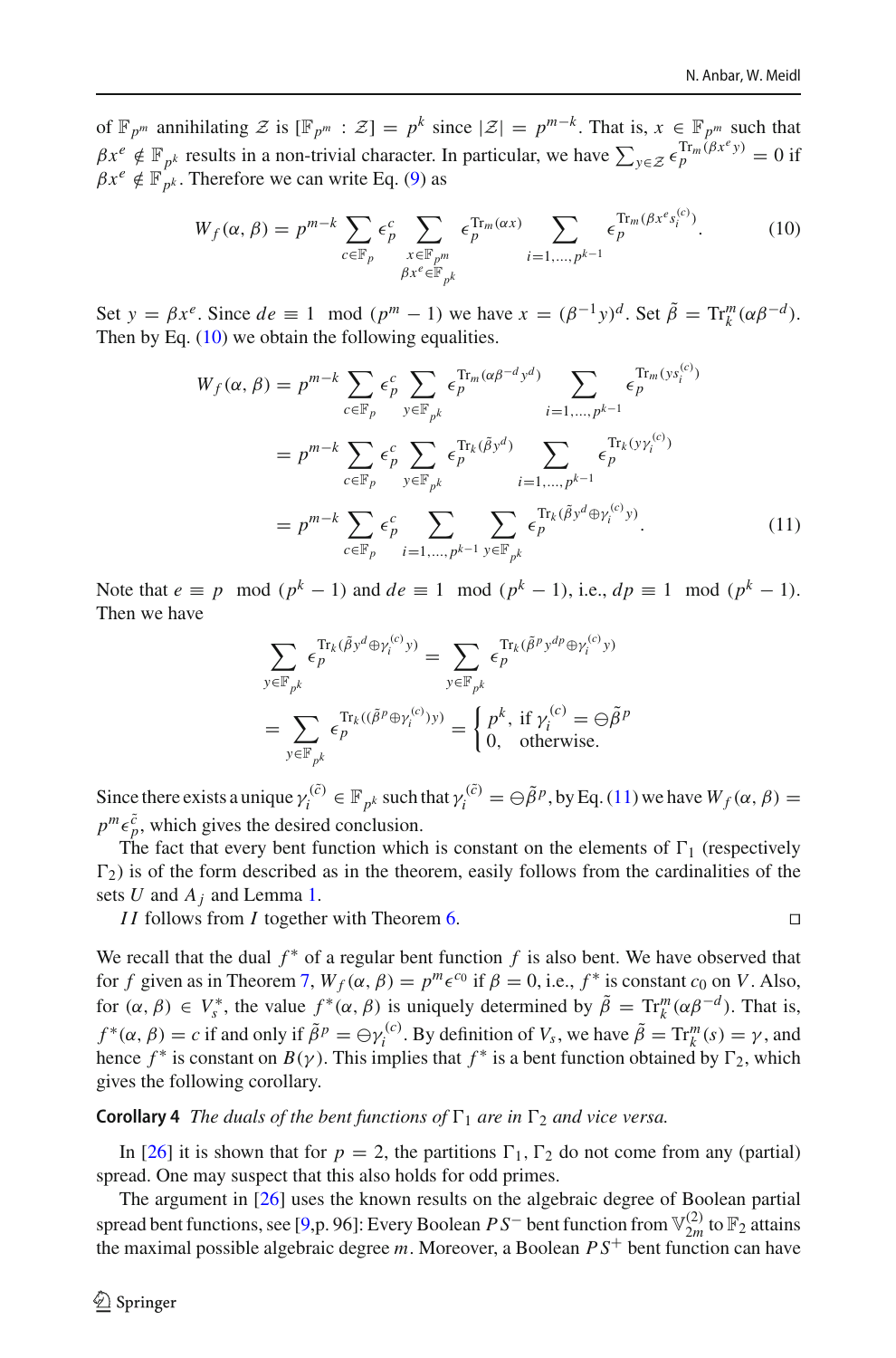of $\mathbb{F}_{p^m}$ annihilating $\mathcal{Z}$ is $[\mathbb{F}_{p^m} : \mathcal{Z}] = p^k$ since $|\mathcal{Z}| = p^{m-k}$. That is, $x \in \mathbb{F}_{p^m}$ such that $\beta x^e \notin \mathbb{F}_{p^k}$ results in a non-trivial character. In particular, we have $\sum_{y\in\mathcal{Z}} \epsilon_p^{\mathrm{Tr}_m(\beta x^e y)} = 0$ if $\beta x^e \notin \mathbb{F}_{p^k}$. Therefore we can write Eq. (9) as

$$W_f(\alpha,\beta) = p^{m-k} \sum_{c\in\mathbb{F}_p} \epsilon_p^c \sum_{\substack{x\in\mathbb{F}_{p^m}\\ \beta x^e\in\mathbb{F}_{p^k}}} \epsilon_p^{\mathrm{Tr}_m(\alpha x)} \sum_{i=1,\dots,p^{k-1}} \epsilon_p^{\mathrm{Tr}_m(\beta x^e s_i^{(c)})}. \tag{10}$$

Set $y = \beta x^e$. Since $de \equiv 1 \mod (p^m-1)$ we have $x = (\beta^{-1}y)^d$. Set $\tilde{\beta} = \mathrm{Tr}_k^m(\alpha\beta^{-d})$. Then by Eq. (10) we obtain the following equalities.

$$\begin{aligned} W_f(\alpha,\beta) &= p^{m-k} \sum_{c\in\mathbb{F}_p} \epsilon_p^c \sum_{y\in\mathbb{F}_{p^k}} \epsilon_p^{\mathrm{Tr}_m(\alpha\beta^{-d}y^d)} \sum_{i=1,\dots,p^{k-1}} \epsilon_p^{\mathrm{Tr}_m(ys_i^{(c)})} \\ &= p^{m-k} \sum_{c\in\mathbb{F}_p} \epsilon_p^c \sum_{y\in\mathbb{F}_{p^k}} \epsilon_p^{\mathrm{Tr}_k(\tilde{\beta}y^d)} \sum_{i=1,\dots,p^{k-1}} \epsilon_p^{\mathrm{Tr}_k(y\gamma_i^{(c)})} \\ &= p^{m-k} \sum_{c\in\mathbb{F}_p} \epsilon_p^c \sum_{i=1,\dots,p^{k-1}} \sum_{y\in\mathbb{F}_{p^k}} \epsilon_p^{\mathrm{Tr}_k(\tilde{\beta}y^d \oplus \gamma_i^{(c)}y)}. \end{aligned} \tag{11}$$

Note that $e \equiv p \mod (p^k-1)$ and $de \equiv 1 \mod (p^k-1)$, i.e., $dp \equiv 1 \mod (p^k-1)$. Then we have

$$\begin{aligned} \sum_{y\in\mathbb{F}_{p^k}} \epsilon_p^{\mathrm{Tr}_k(\tilde{\beta}y^d\oplus\gamma_i^{(c)}y)} &= \sum_{y\in\mathbb{F}_{p^k}} \epsilon_p^{\mathrm{Tr}_k(\tilde{\beta}^p y^{dp}\oplus\gamma_i^{(c)}y)} \\ &= \sum_{y\in\mathbb{F}_{p^k}} \epsilon_p^{\mathrm{Tr}_k((\tilde{\beta}^p\oplus\gamma_i^{(c)})y)} = \begin{cases} p^k, & \text{if } \gamma_i^{(c)} = \ominus\tilde{\beta}^p \\ 0, & \text{otherwise.} \end{cases} \end{aligned}$$

Since there exists a unique $\gamma_i^{(\tilde{c})} \in \mathbb{F}_{p^k}$ such that $\gamma_i^{(\tilde{c})} = \ominus\tilde{\beta}^p$, by Eq. (11) we have $W_f(\alpha,\beta) = p^m\epsilon_p^{\tilde{c}}$, which gives the desired conclusion.

The fact that every bent function which is constant on the elements of $\Gamma_1$ (respectively $\Gamma_2$) is of the form described as in the theorem, easily follows from the cardinalities of the sets $U$ and $A_j$ and Lemma 1.

*II* follows from *I* together with Theorem 6. □

We recall that the dual $f^*$ of a regular bent function $f$ is also bent. We have observed that for $f$ given as in Theorem 7, $W_f(\alpha,\beta) = p^m\epsilon^{c_0}$ if $\beta = 0$, i.e., $f^*$ is constant $c_0$ on $V$. Also, for $(\alpha,\beta) \in V_s^*$, the value $f^*(\alpha,\beta)$ is uniquely determined by $\tilde{\beta} = \mathrm{Tr}_k^m(\alpha\beta^{-d})$. That is, $f^*(\alpha,\beta) = c$ if and only if $\tilde{\beta}^p = \ominus\gamma_i^{(c)}$. By definition of $V_s$, we have $\tilde{\beta} = \mathrm{Tr}_k^m(s) = \gamma$, and hence $f^*$ is constant on $B(\gamma)$. This implies that $f^*$ is a bent function obtained by $\Gamma_2$, which gives the following corollary.

**Corollary 4** *The duals of the bent functions of $\Gamma_1$ are in $\Gamma_2$ and vice versa.*

In [26] it is shown that for $p = 2$, the partitions $\Gamma_1, \Gamma_2$ do not come from any (partial) spread. One may suspect that this also holds for odd primes.

The argument in [26] uses the known results on the algebraic degree of Boolean partial spread bent functions, see [9,p. 96]: Every Boolean $PS^-$ bent function from $\mathbb{V}_{2m}^{(2)}$ to $\mathbb{F}_2$ attains the maximal possible algebraic degree $m$. Moreover, a Boolean $PS^+$ bent function can have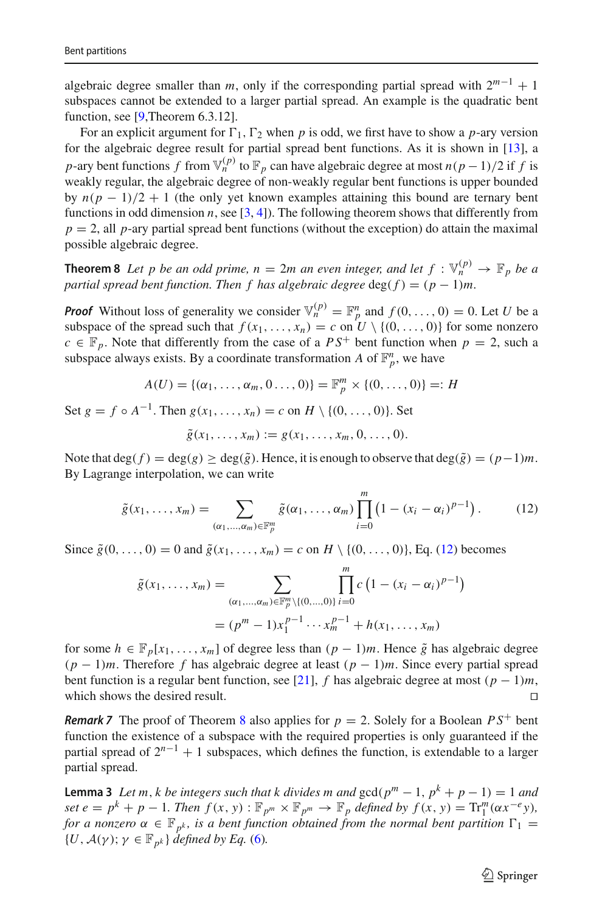algebraic degree smaller than $m$, only if the corresponding partial spread with $2^{m-1}+1$ subspaces cannot be extended to a larger partial spread. An example is the quadratic bent function, see [9,Theorem 6.3.12].

For an explicit argument for $\Gamma_1, \Gamma_2$ when $p$ is odd, we first have to show a $p$-ary version for the algebraic degree result for partial spread bent functions. As it is shown in [13], a $p$-ary bent functions $f$ from $\mathbb{V}_n^{(p)}$ to $\mathbb{F}_p$ can have algebraic degree at most $n(p-1)/2$ if $f$ is weakly regular, the algebraic degree of non-weakly regular bent functions is upper bounded by $n(p-1)/2+1$ (the only yet known examples attaining this bound are ternary bent functions in odd dimension $n$, see [3, 4]). The following theorem shows that differently from $p=2$, all $p$-ary partial spread bent functions (without the exception) do attain the maximal possible algebraic degree.

**Theorem 8** *Let $p$ be an odd prime, $n=2m$ an even integer, and let $f : \mathbb{V}_n^{(p)} \to \mathbb{F}_p$ be a partial spread bent function. Then $f$ has algebraic degree $\deg(f)=(p-1)m$.*

***Proof*** Without loss of generality we consider $\mathbb{V}_n^{(p)} = \mathbb{F}_p^n$ and $f(0,\ldots,0)=0$. Let $U$ be a subspace of the spread such that $f(x_1,\ldots,x_n)=c$ on $U\setminus\{(0,\ldots,0)\}$ for some nonzero $c\in\mathbb{F}_p$. Note that differently from the case of a $PS^+$ bent function when $p=2$, such a subspace always exists. By a coordinate transformation $A$ of $\mathbb{F}_p^n$, we have

$$A(U)=\{(\alpha_1,\ldots,\alpha_m,0\ldots,0)\}=\mathbb{F}_p^m\times\{(0,\ldots,0)\}=:H$$

Set $g=f\circ A^{-1}$. Then $g(x_1,\ldots,x_n)=c$ on $H\setminus\{(0,\ldots,0)\}$. Set

$$\tilde{g}(x_1,\ldots,x_m):=g(x_1,\ldots,x_m,0,\ldots,0).$$

Note that $\deg(f)=\deg(g)\geq\deg(\tilde{g})$. Hence, it is enough to observe that $\deg(\tilde{g})=(p-1)m$. By Lagrange interpolation, we can write

$$\tilde{g}(x_1,\ldots,x_m)=\sum_{(\alpha_1,\ldots,\alpha_m)\in\mathbb{F}_p^m}\tilde{g}(\alpha_1,\ldots,\alpha_m)\prod_{i=0}^{m}\left(1-(x_i-\alpha_i)^{p-1}\right). \tag{12}$$

Since $\tilde{g}(0,\ldots,0)=0$ and $\tilde{g}(x_1,\ldots,x_m)=c$ on $H\setminus\{(0,\ldots,0)\}$, Eq. (12) becomes

$$\begin{aligned}\tilde{g}(x_1,\ldots,x_m)&=\sum_{(\alpha_1,\ldots,\alpha_m)\in\mathbb{F}_p^m\setminus\{(0,\ldots,0)\}}\prod_{i=0}^{m}c\left(1-(x_i-\alpha_i)^{p-1}\right)\\&=(p^m-1)x_1^{p-1}\cdots x_m^{p-1}+h(x_1,\ldots,x_m)\end{aligned}$$

for some $h\in\mathbb{F}_p[x_1,\ldots,x_m]$ of degree less than $(p-1)m$. Hence $\tilde{g}$ has algebraic degree $(p-1)m$. Therefore $f$ has algebraic degree at least $(p-1)m$. Since every partial spread bent function is a regular bent function, see [21], $f$ has algebraic degree at most $(p-1)m$, which shows the desired result. □

***Remark 7*** The proof of Theorem 8 also applies for $p=2$. Solely for a Boolean $PS^+$ bent function the existence of a subspace with the required properties is only guaranteed if the partial spread of $2^{n-1}+1$ subspaces, which defines the function, is extendable to a larger partial spread.

**Lemma 3** *Let $m, k$ be integers such that $k$ divides $m$ and $\gcd(p^m-1, p^k+p-1)=1$ and set $e=p^k+p-1$. Then $f(x,y):\mathbb{F}_{p^m}\times\mathbb{F}_{p^m}\to\mathbb{F}_p$ defined by $f(x,y)=\mathrm{Tr}_1^m(\alpha x^{-e}y)$, for a nonzero $\alpha\in\mathbb{F}_{p^k}$, is a bent function obtained from the normal bent partition $\Gamma_1=\{U,\mathcal{A}(\gamma);\gamma\in\mathbb{F}_{p^k}\}$ defined by Eq. (6).*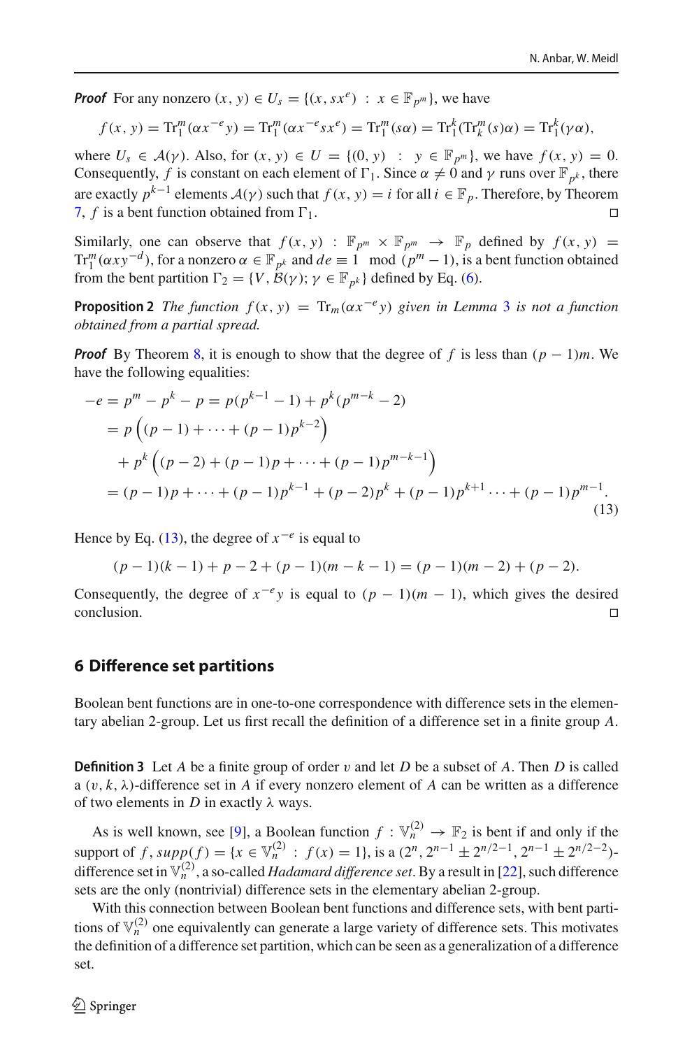***Proof*** For any nonzero $(x, y) \in U_s = \{(x, sx^e) \ : \ x \in \mathbb{F}_{p^m}\}$, we have

$$f(x, y) = \mathrm{Tr}_1^m(\alpha x^{-e} y) = \mathrm{Tr}_1^m(\alpha x^{-e} s x^e) = \mathrm{Tr}_1^m(s\alpha) = \mathrm{Tr}_1^k(\mathrm{Tr}_k^m(s)\alpha) = \mathrm{Tr}_1^k(\gamma\alpha),$$

where $U_s \in \mathcal{A}(\gamma)$. Also, for $(x, y) \in U = \{(0, y) \ : \ y \in \mathbb{F}_{p^m}\}$, we have $f(x, y) = 0$. Consequently, $f$ is constant on each element of $\Gamma_1$. Since $\alpha \neq 0$ and $\gamma$ runs over $\mathbb{F}_{p^k}$, there are exactly $p^{k-1}$ elements $\mathcal{A}(\gamma)$ such that $f(x, y) = i$ for all $i \in \mathbb{F}_p$. Therefore, by Theorem 7, $f$ is a bent function obtained from $\Gamma_1$. $\square$

Similarly, one can observe that $f(x, y) : \mathbb{F}_{p^m} \times \mathbb{F}_{p^m} \to \mathbb{F}_p$ defined by $f(x, y) = \mathrm{Tr}_1^m(\alpha x y^{-d})$, for a nonzero $\alpha \in \mathbb{F}_{p^k}$ and $de \equiv 1 \mod (p^m - 1)$, is a bent function obtained from the bent partition $\Gamma_2 = \{V, \mathcal{B}(\gamma); \gamma \in \mathbb{F}_{p^k}\}$ defined by Eq. (6).

**Proposition 2** *The function $f(x, y) = \mathrm{Tr}_m(\alpha x^{-e} y)$ given in Lemma 3 is not a function obtained from a partial spread.*

***Proof*** By Theorem 8, it is enough to show that the degree of $f$ is less than $(p-1)m$. We have the following equalities:

$$\begin{aligned}
-e &= p^m - p^k - p = p(p^{k-1} - 1) + p^k(p^{m-k} - 2) \\
&= p\left((p-1) + \cdots + (p-1)p^{k-2}\right) \\
&\quad + p^k\left((p-2) + (p-1)p + \cdots + (p-1)p^{m-k-1}\right) \\
&= (p-1)p + \cdots + (p-1)p^{k-1} + (p-2)p^k + (p-1)p^{k+1} \cdots + (p-1)p^{m-1}.
\end{aligned} \tag{13}$$

Hence by Eq. (13), the degree of $x^{-e}$ is equal to

$$(p-1)(k-1) + p - 2 + (p-1)(m-k-1) = (p-1)(m-2) + (p-2).$$

Consequently, the degree of $x^{-e}y$ is equal to $(p-1)(m-1)$, which gives the desired conclusion. $\square$

## 6 Difference set partitions

Boolean bent functions are in one-to-one correspondence with difference sets in the elementary abelian 2-group. Let us first recall the definition of a difference set in a finite group $A$.

**Definition 3** Let $A$ be a finite group of order $v$ and let $D$ be a subset of $A$. Then $D$ is called a $(v, k, \lambda)$-difference set in $A$ if every nonzero element of $A$ can be written as a difference of two elements in $D$ in exactly $\lambda$ ways.

As is well known, see [9], a Boolean function $f : \mathbb{V}_n^{(2)} \to \mathbb{F}_2$ is bent if and only if the support of $f$, $supp(f) = \{x \in \mathbb{V}_n^{(2)} \ : \ f(x) = 1\}$, is a $(2^n, 2^{n-1} \pm 2^{n/2-1}, 2^{n-1} \pm 2^{n/2-2})$-difference set in $\mathbb{V}_n^{(2)}$, a so-called *Hadamard difference set*. By a result in [22], such difference sets are the only (nontrivial) difference sets in the elementary abelian 2-group.

With this connection between Boolean bent functions and difference sets, with bent partitions of $\mathbb{V}_n^{(2)}$ one equivalently can generate a large variety of difference sets. This motivates the definition of a difference set partition, which can be seen as a generalization of a difference set.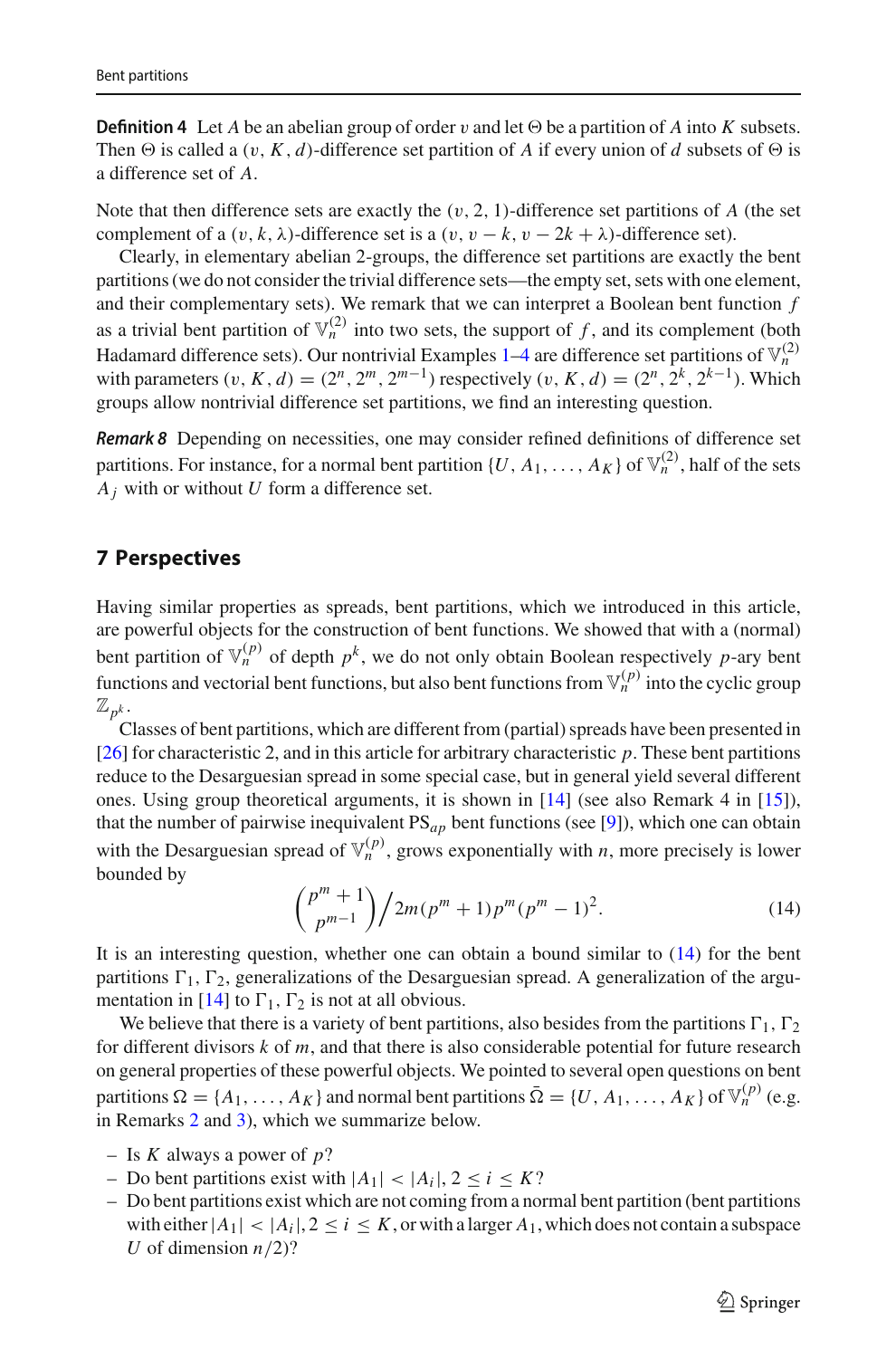**Definition 4** Let $A$ be an abelian group of order $v$ and let $\Theta$ be a partition of $A$ into $K$ subsets. Then $\Theta$ is called a $(v, K, d)$-difference set partition of $A$ if every union of $d$ subsets of $\Theta$ is a difference set of $A$.

Note that then difference sets are exactly the $(v, 2, 1)$-difference set partitions of $A$ (the set complement of a $(v, k, \lambda)$-difference set is a $(v, v-k, v-2k+\lambda)$-difference set).

Clearly, in elementary abelian 2-groups, the difference set partitions are exactly the bent partitions (we do not consider the trivial difference sets—the empty set, sets with one element, and their complementary sets). We remark that we can interpret a Boolean bent function $f$ as a trivial bent partition of $\mathbb{V}_n^{(2)}$ into two sets, the support of $f$, and its complement (both Hadamard difference sets). Our nontrivial Examples 1–4 are difference set partitions of $\mathbb{V}_n^{(2)}$ with parameters $(v, K, d) = (2^n, 2^m, 2^{m-1})$ respectively $(v, K, d) = (2^n, 2^k, 2^{k-1})$. Which groups allow nontrivial difference set partitions, we find an interesting question.

***Remark 8*** Depending on necessities, one may consider refined definitions of difference set partitions. For instance, for a normal bent partition $\{U, A_1, \ldots, A_K\}$ of $\mathbb{V}_n^{(2)}$, half of the sets $A_j$ with or without $U$ form a difference set.

## 7 Perspectives

Having similar properties as spreads, bent partitions, which we introduced in this article, are powerful objects for the construction of bent functions. We showed that with a (normal) bent partition of $\mathbb{V}_n^{(p)}$ of depth $p^k$, we do not only obtain Boolean respectively $p$-ary bent functions and vectorial bent functions, but also bent functions from $\mathbb{V}_n^{(p)}$ into the cyclic group $\mathbb{Z}_{p^k}$.

Classes of bent partitions, which are different from (partial) spreads have been presented in [26] for characteristic 2, and in this article for arbitrary characteristic $p$. These bent partitions reduce to the Desarguesian spread in some special case, but in general yield several different ones. Using group theoretical arguments, it is shown in [14] (see also Remark 4 in [15]), that the number of pairwise inequivalent $\mathrm{PS}_{ap}$ bent functions (see [9]), which one can obtain with the Desarguesian spread of $\mathbb{V}_n^{(p)}$, grows exponentially with $n$, more precisely is lower bounded by

$$\binom{p^m+1}{p^{m-1}} \Big/ 2m(p^m+1)p^m(p^m-1)^2. \tag{14}$$

It is an interesting question, whether one can obtain a bound similar to (14) for the bent partitions $\Gamma_1, \Gamma_2$, generalizations of the Desarguesian spread. A generalization of the argumentation in [14] to $\Gamma_1, \Gamma_2$ is not at all obvious.

We believe that there is a variety of bent partitions, also besides from the partitions $\Gamma_1, \Gamma_2$ for different divisors $k$ of $m$, and that there is also considerable potential for future research on general properties of these powerful objects. We pointed to several open questions on bent partitions $\Omega = \{A_1, \ldots, A_K\}$ and normal bent partitions $\bar{\Omega} = \{U, A_1, \ldots, A_K\}$ of $\mathbb{V}_n^{(p)}$ (e.g. in Remarks 2 and 3), which we summarize below.

- Is $K$ always a power of $p$?
- Do bent partitions exist with $|A_1| < |A_i|, 2 \le i \le K$?
- Do bent partitions exist which are not coming from a normal bent partition (bent partitions with either $|A_1| < |A_i|, 2 \le i \le K$, or with a larger $A_1$, which does not contain a subspace $U$ of dimension $n/2$)?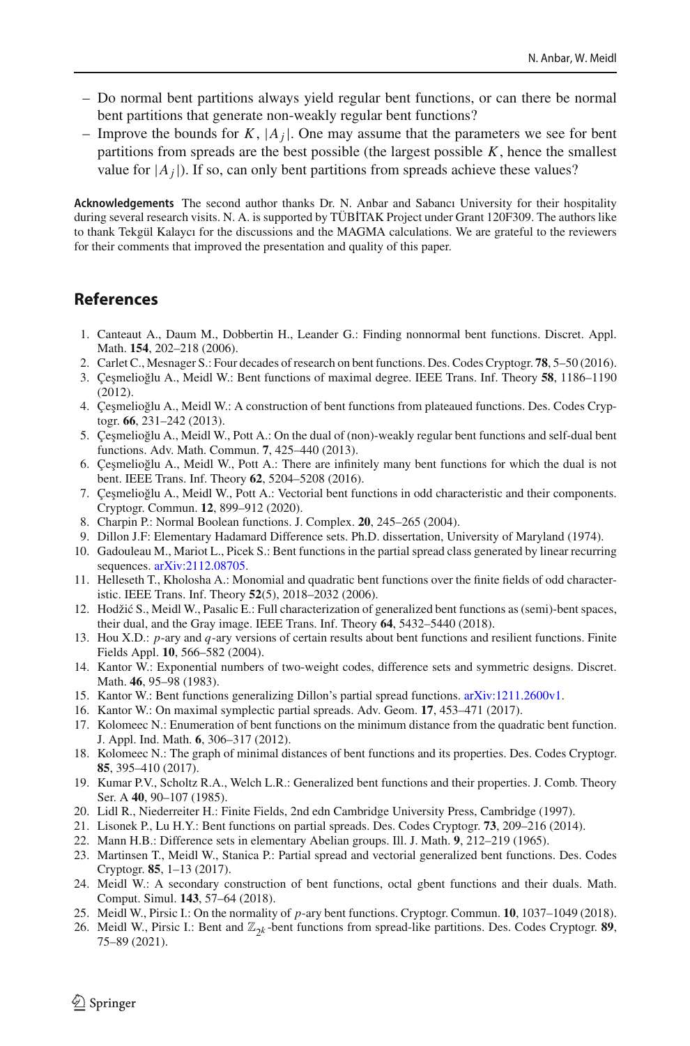- Do normal bent partitions always yield regular bent functions, or can there be normal bent partitions that generate non-weakly regular bent functions?
- Improve the bounds for $K$, $|A_j|$. One may assume that the parameters we see for bent partitions from spreads are the best possible (the largest possible $K$, hence the smallest value for $|A_j|$). If so, can only bent partitions from spreads achieve these values?

**Acknowledgements** The second author thanks Dr. N. Anbar and Sabancı University for their hospitality during several research visits. N. A. is supported by TÜBİTAK Project under Grant 120F309. The authors like to thank Tekgül Kalaycı for the discussions and the MAGMA calculations. We are grateful to the reviewers for their comments that improved the presentation and quality of this paper.

## References

1. Canteaut A., Daum M., Dobbertin H., Leander G.: Finding nonnormal bent functions. Discret. Appl. Math. **154**, 202–218 (2006).
2. Carlet C., Mesnager S.: Four decades of research on bent functions. Des. Codes Cryptogr. **78**, 5–50 (2016).
3. Çeşmelioğlu A., Meidl W.: Bent functions of maximal degree. IEEE Trans. Inf. Theory **58**, 1186–1190 (2012).
4. Çeşmelioğlu A., Meidl W.: A construction of bent functions from plateaued functions. Des. Codes Cryptogr. **66**, 231–242 (2013).
5. Çeşmelioğlu A., Meidl W., Pott A.: On the dual of (non)-weakly regular bent functions and self-dual bent functions. Adv. Math. Commun. **7**, 425–440 (2013).
6. Çeşmelioğlu A., Meidl W., Pott A.: There are infinitely many bent functions for which the dual is not bent. IEEE Trans. Inf. Theory **62**, 5204–5208 (2016).
7. Çeşmelioğlu A., Meidl W., Pott A.: Vectorial bent functions in odd characteristic and their components. Cryptogr. Commun. **12**, 899–912 (2020).
8. Charpin P.: Normal Boolean functions. J. Complex. **20**, 245–265 (2004).
9. Dillon J.F: Elementary Hadamard Difference sets. Ph.D. dissertation, University of Maryland (1974).
10. Gadouleau M., Mariot L., Picek S.: Bent functions in the partial spread class generated by linear recurring sequences. arXiv:2112.08705.
11. Helleseth T., Kholosha A.: Monomial and quadratic bent functions over the finite fields of odd characteristic. IEEE Trans. Inf. Theory **52**(5), 2018–2032 (2006).
12. Hodžić S., Meidl W., Pasalic E.: Full characterization of generalized bent functions as (semi)-bent spaces, their dual, and the Gray image. IEEE Trans. Inf. Theory **64**, 5432–5440 (2018).
13. Hou X.D.: $p$-ary and $q$-ary versions of certain results about bent functions and resilient functions. Finite Fields Appl. **10**, 566–582 (2004).
14. Kantor W.: Exponential numbers of two-weight codes, difference sets and symmetric designs. Discret. Math. **46**, 95–98 (1983).
15. Kantor W.: Bent functions generalizing Dillon's partial spread functions. arXiv:1211.2600v1.
16. Kantor W.: On maximal symplectic partial spreads. Adv. Geom. **17**, 453–471 (2017).
17. Kolomeec N.: Enumeration of bent functions on the minimum distance from the quadratic bent function. J. Appl. Ind. Math. **6**, 306–317 (2012).
18. Kolomeec N.: The graph of minimal distances of bent functions and its properties. Des. Codes Cryptogr. **85**, 395–410 (2017).
19. Kumar P.V., Scholtz R.A., Welch L.R.: Generalized bent functions and their properties. J. Comb. Theory Ser. A **40**, 90–107 (1985).
20. Lidl R., Niederreiter H.: Finite Fields, 2nd edn Cambridge University Press, Cambridge (1997).
21. Lisonek P., Lu H.Y.: Bent functions on partial spreads. Des. Codes Cryptogr. **73**, 209–216 (2014).
22. Mann H.B.: Difference sets in elementary Abelian groups. Ill. J. Math. **9**, 212–219 (1965).
23. Martinsen T., Meidl W., Stanica P.: Partial spread and vectorial generalized bent functions. Des. Codes Cryptogr. **85**, 1–13 (2017).
24. Meidl W.: A secondary construction of bent functions, octal gbent functions and their duals. Math. Comput. Simul. **143**, 57–64 (2018).
25. Meidl W., Pirsic I.: On the normality of $p$-ary bent functions. Cryptogr. Commun. **10**, 1037–1049 (2018).
26. Meidl W., Pirsic I.: Bent and $\mathbb{Z}_{2^k}$-bent functions from spread-like partitions. Des. Codes Cryptogr. **89**, 75–89 (2021).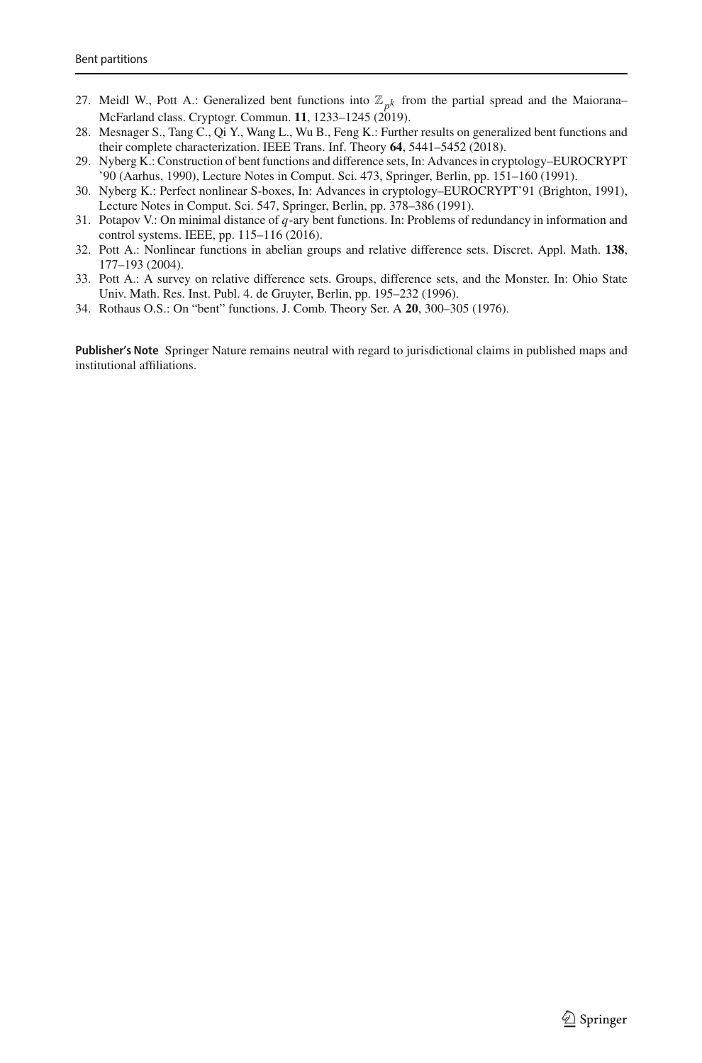27. Meidl W., Pott A.: Generalized bent functions into $\mathbb{Z}_{p^k}$ from the partial spread and the Maiorana–McFarland class. Cryptogr. Commun. **11**, 1233–1245 (2019).
28. Mesnager S., Tang C., Qi Y., Wang L., Wu B., Feng K.: Further results on generalized bent functions and their complete characterization. IEEE Trans. Inf. Theory **64**, 5441–5452 (2018).
29. Nyberg K.: Construction of bent functions and difference sets, In: Advances in cryptology–EUROCRYPT '90 (Aarhus, 1990), Lecture Notes in Comput. Sci. 473, Springer, Berlin, pp. 151–160 (1991).
30. Nyberg K.: Perfect nonlinear S-boxes, In: Advances in cryptology–EUROCRYPT'91 (Brighton, 1991), Lecture Notes in Comput. Sci. 547, Springer, Berlin, pp. 378–386 (1991).
31. Potapov V.: On minimal distance of $q$-ary bent functions. In: Problems of redundancy in information and control systems. IEEE, pp. 115–116 (2016).
32. Pott A.: Nonlinear functions in abelian groups and relative difference sets. Discret. Appl. Math. **138**, 177–193 (2004).
33. Pott A.: A survey on relative difference sets. Groups, difference sets, and the Monster. In: Ohio State Univ. Math. Res. Inst. Publ. 4. de Gruyter, Berlin, pp. 195–232 (1996).
34. Rothaus O.S.: On "bent" functions. J. Comb. Theory Ser. A **20**, 300–305 (1976).

**Publisher's Note** Springer Nature remains neutral with regard to jurisdictional claims in published maps and institutional affiliations.